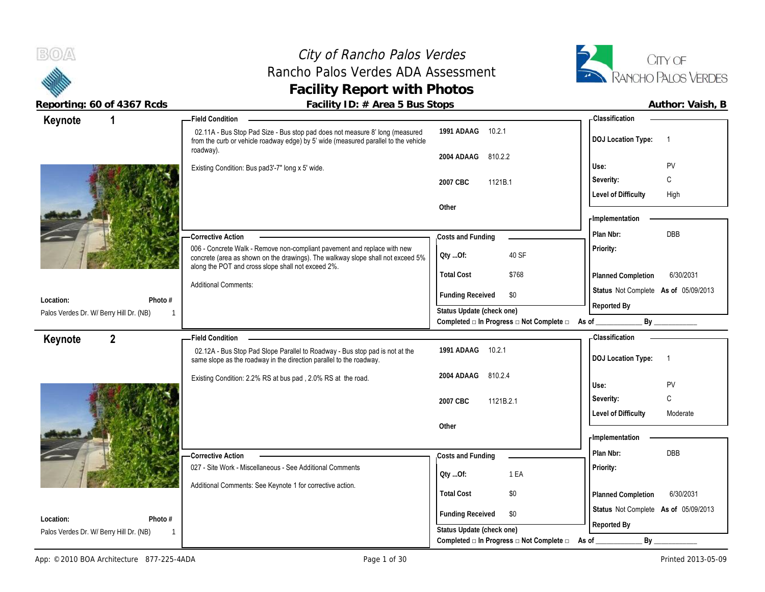# City of Rancho Palos Verdes
## Rancho Palos Verdes ADA Assessment
## Facility Report with Photos

**Reporting: 60 of 4367 Rcds** | **Facility ID: # Area 5 Bus Stops** | **Author: Vaish, B**

---

## Keynote 1

**Location:** Palos Verdes Dr. W/ Berry Hill Dr. (NB)
**Photo #** 1

**Field Condition**

02.11A - Bus Stop Pad Size - Bus stop pad does not measure 8' long (measured from the curb or vehicle roadway edge) by 5' wide (measured parallel to the vehicle roadway).

Existing Condition: Bus pad3'-7" long x 5' wide.

| | |
|---|---|
| 1991 ADAAG | 10.2.1 |
| 2004 ADAAG | 810.2.2 |
| 2007 CBC | 1121B.1 |
| Other | |

**Classification**

| | |
|---|---|
| DOJ Location Type: | 1 |
| Use: | PV |
| Severity: | C |
| Level of Difficulty | High |

**Corrective Action**

006 - Concrete Walk - Remove non-compliant pavement and replace with new concrete (area as shown on the drawings). The walkway slope shall not exceed 5% along the POT and cross slope shall not exceed 2%.

Additional Comments:

**Costs and Funding**

| | |
|---|---|
| Qty ...Of: | 40 SF |
| Total Cost | $768 |
| Funding Received | $0 |

Status Update (check one)
Completed □ In Progress □ Not Complete □ As of ____________ By ____________

**Implementation**

| | |
|---|---|
| Plan Nbr: | DBB |
| Priority: | |
| Planned Completion | 6/30/2031 |
| Status | Not Complete As of 05/09/2013 |
| Reported By | |

---

## Keynote 2

**Location:** Palos Verdes Dr. W/ Berry Hill Dr. (NB)
**Photo #** 1

**Field Condition**

02.12A - Bus Stop Pad Slope Parallel to Roadway - Bus stop pad is not at the same slope as the roadway in the direction parallel to the roadway.

Existing Condition: 2.2% RS at bus pad , 2.0% RS at the road.

| | |
|---|---|
| 1991 ADAAG | 10.2.1 |
| 2004 ADAAG | 810.2.4 |
| 2007 CBC | 1121B.2.1 |
| Other | |

**Classification**

| | |
|---|---|
| DOJ Location Type: | 1 |
| Use: | PV |
| Severity: | C |
| Level of Difficulty | Moderate |

**Corrective Action**

027 - Site Work - Miscellaneous - See Additional Comments

Additional Comments: See Keynote 1 for corrective action.

**Costs and Funding**

| | |
|---|---|
| Qty ...Of: | 1 EA |
| Total Cost | $0 |
| Funding Received | $0 |

Status Update (check one)
Completed □ In Progress □ Not Complete □ As of ____________ By ____________

**Implementation**

| | |
|---|---|
| Plan Nbr: | DBB |
| Priority: | |
| Planned Completion | 6/30/2031 |
| Status | Not Complete As of 05/09/2013 |
| Reported By | |

---

App: © 2010 BOA Architecture 877-225-4ADA | Printed 2013-05-09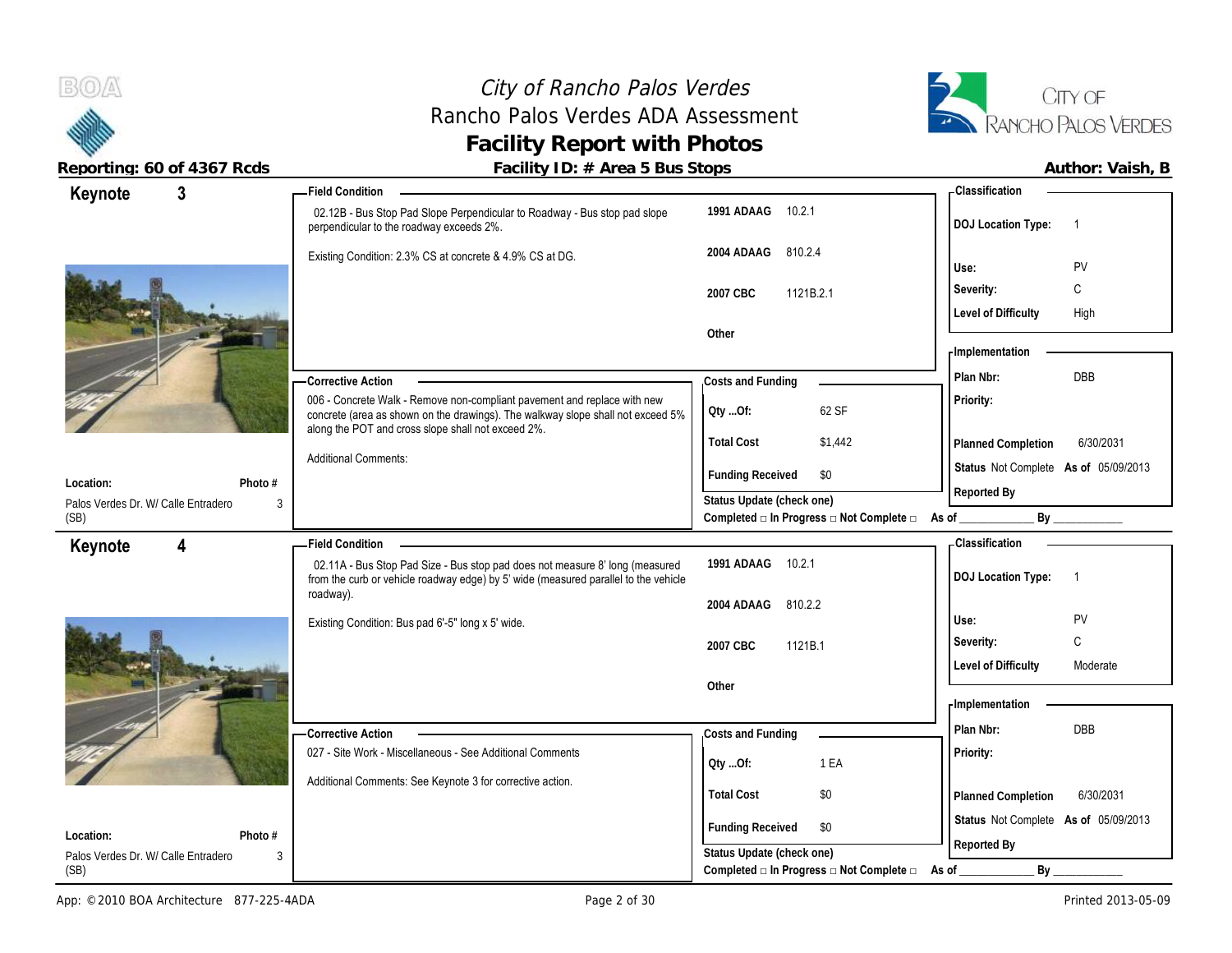# City of Rancho Palos Verdes
## Rancho Palos Verdes ADA Assessment
## Facility Report with Photos

**Reporting: 60 of 4367 Rcds** | **Facility ID: # Area 5 Bus Stops** | **Author: Vaish, B**

---

## Keynote 3

**Location:** Palos Verdes Dr. W/ Calle Entradero (SB)
**Photo #:** 3

**Field Condition**

02.12B - Bus Stop Pad Slope Perpendicular to Roadway - Bus stop pad slope perpendicular to the roadway exceeds 2%.

Existing Condition: 2.3% CS at concrete & 4.9% CS at DG.

| Code | Section |
|---|---|
| 1991 ADAAG | 10.2.1 |
| 2004 ADAAG | 810.2.4 |
| 2007 CBC | 1121B.2.1 |
| Other | |

**Classification**

| | |
|---|---|
| DOJ Location Type: | 1 |
| Use: | PV |
| Severity: | C |
| Level of Difficulty | High |

**Corrective Action**

006 - Concrete Walk - Remove non-compliant pavement and replace with new concrete (area as shown on the drawings). The walkway slope shall not exceed 5% along the POT and cross slope shall not exceed 2%.

Additional Comments:

**Costs and Funding**

| | |
|---|---|
| Qty ...Of: | 62 SF |
| Total Cost | $1,442 |
| Funding Received | $0 |

Status Update (check one)
Completed □ In Progress □ Not Complete □ As of ____________ By ____________

**Implementation**

| | |
|---|---|
| Plan Nbr: | DBB |
| Priority: | |
| Planned Completion | 6/30/2031 |
| Status | Not Complete As of 05/09/2013 |
| Reported By | |

---

## Keynote 4

**Location:** Palos Verdes Dr. W/ Calle Entradero (SB)
**Photo #:** 3

**Field Condition**

02.11A - Bus Stop Pad Size - Bus stop pad does not measure 8' long (measured from the curb or vehicle roadway edge) by 5' wide (measured parallel to the vehicle roadway).

Existing Condition: Bus pad 6'-5" long x 5' wide.

| Code | Section |
|---|---|
| 1991 ADAAG | 10.2.1 |
| 2004 ADAAG | 810.2.2 |
| 2007 CBC | 1121B.1 |
| Other | |

**Classification**

| | |
|---|---|
| DOJ Location Type: | 1 |
| Use: | PV |
| Severity: | C |
| Level of Difficulty | Moderate |

**Corrective Action**

027 - Site Work - Miscellaneous - See Additional Comments

Additional Comments: See Keynote 3 for corrective action.

**Costs and Funding**

| | |
|---|---|
| Qty ...Of: | 1 EA |
| Total Cost | $0 |
| Funding Received | $0 |

Status Update (check one)
Completed □ In Progress □ Not Complete □ As of ____________ By ____________

**Implementation**

| | |
|---|---|
| Plan Nbr: | DBB |
| Priority: | |
| Planned Completion | 6/30/2031 |
| Status | Not Complete As of 05/09/2013 |
| Reported By | |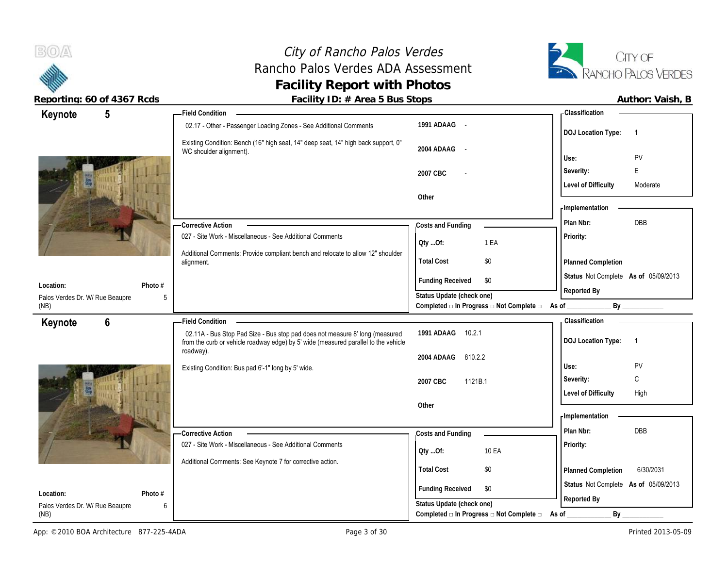# City of Rancho Palos Verdes
## Rancho Palos Verdes ADA Assessment
## Facility Report with Photos

**Reporting: 60 of 4367 Rcds**

**Facility ID: # Area 5 Bus Stops**

**Author: Vaish, B**

---

## Keynote 5

**Location:** Palos Verdes Dr. W/ Rue Beaupre (NB)

**Photo #:** 5

**Field Condition**

02.17 - Other - Passenger Loading Zones - See Additional Comments

Existing Condition: Bench (16" high seat, 14" deep seat, 14" high back support, 0" WC shoulder alignment).

| | |
|---|---|
| 1991 ADAAG | - |
| 2004 ADAAG | - |
| 2007 CBC | - |
| Other | |

**Corrective Action**

027 - Site Work - Miscellaneous - See Additional Comments

Additional Comments: Provide compliant bench and relocate to allow 12" shoulder alignment.

**Costs and Funding**

| | |
|---|---|
| Qty ...Of: | 1 EA |
| Total Cost | $0 |
| Funding Received | $0 |

Status Update (check one)

Completed □ In Progress □ Not Complete □ As of ____________ By ____________

**Classification**

| | |
|---|---|
| DOJ Location Type: | 1 |
| Use: | PV |
| Severity: | E |
| Level of Difficulty | Moderate |

**Implementation**

| | |
|---|---|
| Plan Nbr: | DBB |
| Priority: | |
| Planned Completion | |
| Status | Not Complete **As of** 05/09/2013 |
| Reported By | |

---

## Keynote 6

**Location:** Palos Verdes Dr. W/ Rue Beaupre (NB)

**Photo #:** 6

**Field Condition**

02.11A - Bus Stop Pad Size - Bus stop pad does not measure 8' long (measured from the curb or vehicle roadway edge) by 5' wide (measured parallel to the vehicle roadway).

Existing Condition: Bus pad 6'-1" long by 5' wide.

| | |
|---|---|
| 1991 ADAAG | 10.2.1 |
| 2004 ADAAG | 810.2.2 |
| 2007 CBC | 1121B.1 |
| Other | |

**Corrective Action**

027 - Site Work - Miscellaneous - See Additional Comments

Additional Comments: See Keynote 7 for corrective action.

**Costs and Funding**

| | |
|---|---|
| Qty ...Of: | 10 EA |
| Total Cost | $0 |
| Funding Received | $0 |

Status Update (check one)

Completed □ In Progress □ Not Complete □ As of ____________ By ____________

**Classification**

| | |
|---|---|
| DOJ Location Type: | 1 |
| Use: | PV |
| Severity: | C |
| Level of Difficulty | High |

**Implementation**

| | |
|---|---|
| Plan Nbr: | DBB |
| Priority: | |
| Planned Completion | 6/30/2031 |
| Status | Not Complete **As of** 05/09/2013 |
| Reported By | |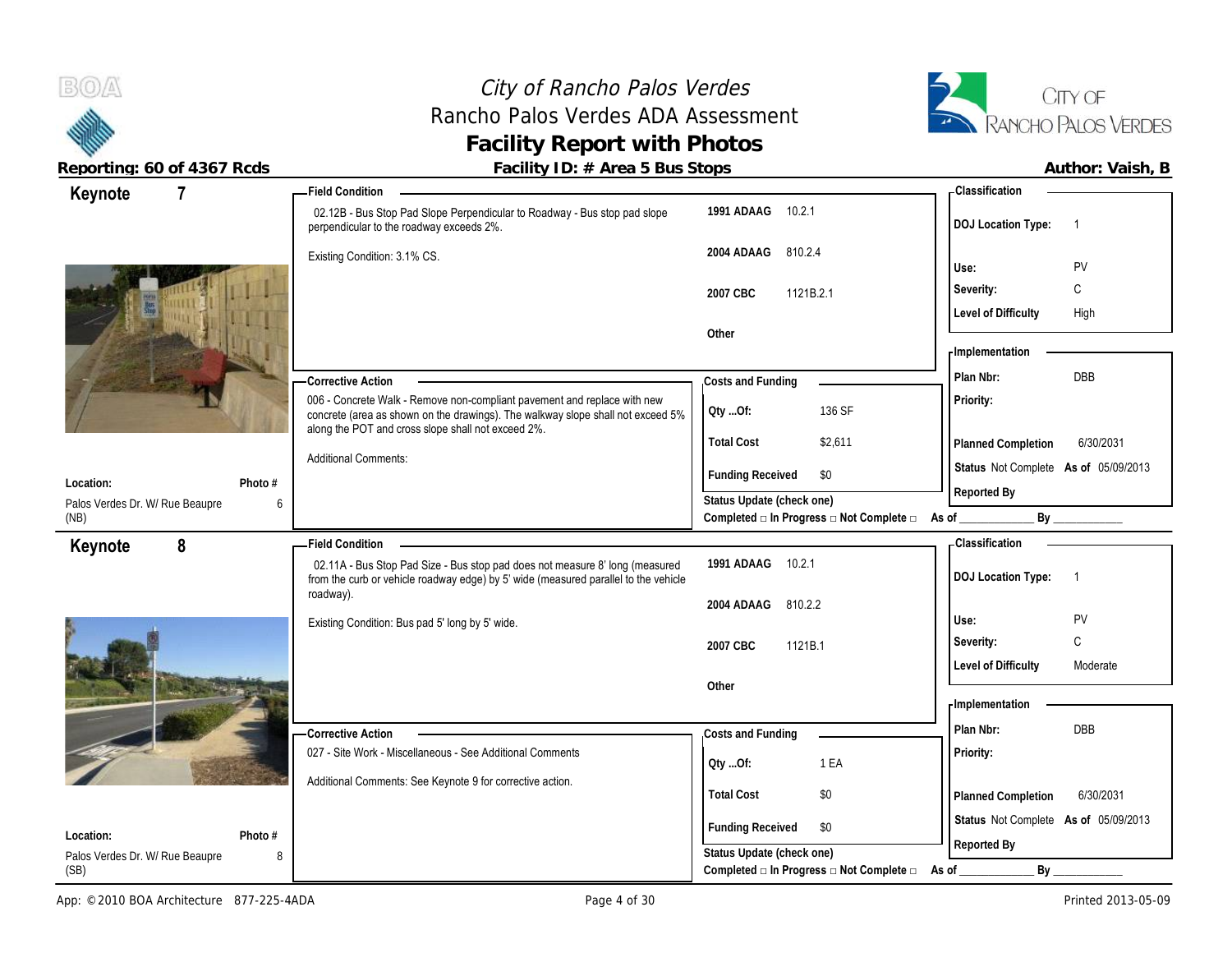# City of Rancho Palos Verdes
## Rancho Palos Verdes ADA Assessment
## Facility Report with Photos

**Reporting: 60 of 4367 Rcds** | **Facility ID: # Area 5 Bus Stops** | **Author: Vaish, B**

---

### Keynote 7

**Location:** Palos Verdes Dr. W/ Rue Beaupre (NB)
**Photo #:** 6

**Field Condition**

02.12B - Bus Stop Pad Slope Perpendicular to Roadway - Bus stop pad slope perpendicular to the roadway exceeds 2%.

Existing Condition: 3.1% CS.

| | |
|---|---|
| 1991 ADAAG | 10.2.1 |
| 2004 ADAAG | 810.2.4 |
| 2007 CBC | 1121B.2.1 |
| Other | |

**Classification**

| | |
|---|---|
| DOJ Location Type: | 1 |
| Use: | PV |
| Severity: | C |
| Level of Difficulty | High |

**Corrective Action**

006 - Concrete Walk - Remove non-compliant pavement and replace with new concrete (area as shown on the drawings). The walkway slope shall not exceed 5% along the POT and cross slope shall not exceed 2%.

Additional Comments:

**Costs and Funding**

| | |
|---|---|
| Qty ...Of: | 136 SF |
| Total Cost | $2,611 |
| Funding Received | $0 |

Status Update (check one)
Completed □ In Progress □ Not Complete □ As of ____________ By ____________

**Implementation**

| | |
|---|---|
| Plan Nbr: | DBB |
| Priority: | |
| Planned Completion | 6/30/2031 |
| Status | Not Complete As of 05/09/2013 |
| Reported By | |

---

### Keynote 8

**Location:** Palos Verdes Dr. W/ Rue Beaupre (SB)
**Photo #:** 8

**Field Condition**

02.11A - Bus Stop Pad Size - Bus stop pad does not measure 8' long (measured from the curb or vehicle roadway edge) by 5' wide (measured parallel to the vehicle roadway).

Existing Condition: Bus pad 5' long by 5' wide.

| | |
|---|---|
| 1991 ADAAG | 10.2.1 |
| 2004 ADAAG | 810.2.2 |
| 2007 CBC | 1121B.1 |
| Other | |

**Classification**

| | |
|---|---|
| DOJ Location Type: | 1 |
| Use: | PV |
| Severity: | C |
| Level of Difficulty | Moderate |

**Corrective Action**

027 - Site Work - Miscellaneous - See Additional Comments

Additional Comments: See Keynote 9 for corrective action.

**Costs and Funding**

| | |
|---|---|
| Qty ...Of: | 1 EA |
| Total Cost | $0 |
| Funding Received | $0 |

Status Update (check one)
Completed □ In Progress □ Not Complete □ As of ____________ By ____________

**Implementation**

| | |
|---|---|
| Plan Nbr: | DBB |
| Priority: | |
| Planned Completion | 6/30/2031 |
| Status | Not Complete As of 05/09/2013 |
| Reported By | |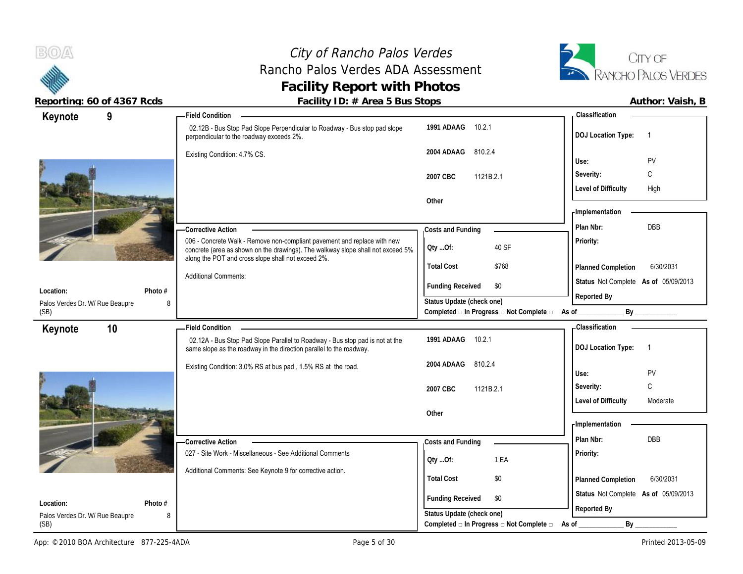# City of Rancho Palos Verdes
## Rancho Palos Verdes ADA Assessment
### Facility Report with Photos

**Reporting: 60 of 4367 Rcds** | **Facility ID: # Area 5 Bus Stops** | **Author: Vaish, B**

---

## Keynote 9

**Field Condition**

02.12B - Bus Stop Pad Slope Perpendicular to Roadway - Bus stop pad slope perpendicular to the roadway exceeds 2%.

Existing Condition: 4.7% CS.

| Code | Section |
|---|---|
| 1991 ADAAG | 10.2.1 |
| 2004 ADAAG | 810.2.4 |
| 2007 CBC | 1121B.2.1 |
| Other | |

**Classification**

| | |
|---|---|
| DOJ Location Type: | 1 |
| Use: | PV |
| Severity: | C |
| Level of Difficulty | High |

**Corrective Action**

006 - Concrete Walk - Remove non-compliant pavement and replace with new concrete (area as shown on the drawings). The walkway slope shall not exceed 5% along the POT and cross slope shall not exceed 2%.

Additional Comments:

**Costs and Funding**

| | |
|---|---|
| Qty ...Of: | 40 SF |
| Total Cost | $768 |
| Funding Received | $0 |

Status Update (check one)
Completed □ In Progress □ Not Complete □ As of ____________ By ____________

**Implementation**

| | |
|---|---|
| Plan Nbr: | DBB |
| Priority: | |
| Planned Completion | 6/30/2031 |
| Status | Not Complete As of 05/09/2013 |
| Reported By | |

**Location:** Palos Verdes Dr. W/ Rue Beaupre (SB)
**Photo #** 8

---

## Keynote 10

**Field Condition**

02.12A - Bus Stop Pad Slope Parallel to Roadway - Bus stop pad is not at the same slope as the roadway in the direction parallel to the roadway.

Existing Condition: 3.0% RS at bus pad , 1.5% RS at the road.

| Code | Section |
|---|---|
| 1991 ADAAG | 10.2.1 |
| 2004 ADAAG | 810.2.4 |
| 2007 CBC | 1121B.2.1 |
| Other | |

**Classification**

| | |
|---|---|
| DOJ Location Type: | 1 |
| Use: | PV |
| Severity: | C |
| Level of Difficulty | Moderate |

**Corrective Action**

027 - Site Work - Miscellaneous - See Additional Comments

Additional Comments: See Keynote 9 for corrective action.

**Costs and Funding**

| | |
|---|---|
| Qty ...Of: | 1 EA |
| Total Cost | $0 |
| Funding Received | $0 |

Status Update (check one)
Completed □ In Progress □ Not Complete □ As of ____________ By ____________

**Implementation**

| | |
|---|---|
| Plan Nbr: | DBB |
| Priority: | |
| Planned Completion | 6/30/2031 |
| Status | Not Complete As of 05/09/2013 |
| Reported By | |

**Location:** Palos Verdes Dr. W/ Rue Beaupre (SB)
**Photo #** 8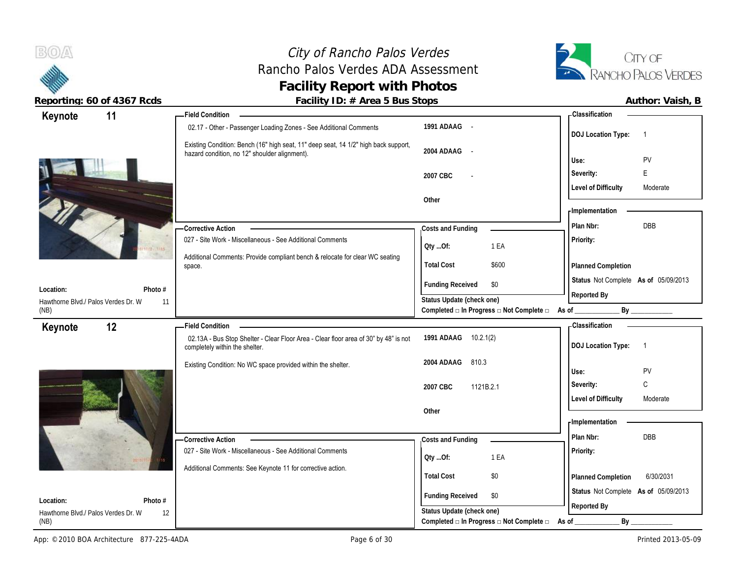# City of Rancho Palos Verdes
## Rancho Palos Verdes ADA Assessment
## Facility Report with Photos

**Reporting: 60 of 4367 Rcds** | **Facility ID: # Area 5 Bus Stops** | **Author: Vaish, B**

---

### Keynote 11

**Field Condition**

02.17 - Other - Passenger Loading Zones - See Additional Comments

Existing Condition: Bench (16" high seat, 11" deep seat, 14 1/2" high back support, hazard condition, no 12" shoulder alignment).

| | |
|---|---|
| 1991 ADAAG | - |
| 2004 ADAAG | - |
| 2007 CBC | - |
| Other | |

**Classification**

| | |
|---|---|
| DOJ Location Type: | 1 |
| Use: | PV |
| Severity: | E |
| Level of Difficulty | Moderate |

**Corrective Action**

027 - Site Work - Miscellaneous - See Additional Comments

Additional Comments: Provide compliant bench & relocate for clear WC seating space.

**Costs and Funding**

| | |
|---|---|
| Qty ...Of: | 1 EA |
| Total Cost | $600 |
| Funding Received | $0 |

**Implementation**

| | |
|---|---|
| Plan Nbr: | DBB |
| Priority: | |
| Planned Completion | |
| Status | Not Complete As of 05/09/2013 |
| Reported By | |

**Location:** Hawthorne Blvd./ Palos Verdes Dr. W (NB)
**Photo #** 11

Status Update (check one)
Completed □ In Progress □ Not Complete □ As of ____________ By ____________

---

### Keynote 12

**Field Condition**

02.13A - Bus Stop Shelter - Clear Floor Area - Clear floor area of 30" by 48" is not completely within the shelter.

Existing Condition: No WC space provided within the shelter.

| | |
|---|---|
| 1991 ADAAG | 10.2.1(2) |
| 2004 ADAAG | 810.3 |
| 2007 CBC | 1121B.2.1 |
| Other | |

**Classification**

| | |
|---|---|
| DOJ Location Type: | 1 |
| Use: | PV |
| Severity: | C |
| Level of Difficulty | Moderate |

**Corrective Action**

027 - Site Work - Miscellaneous - See Additional Comments

Additional Comments: See Keynote 11 for corrective action.

**Costs and Funding**

| | |
|---|---|
| Qty ...Of: | 1 EA |
| Total Cost | $0 |
| Funding Received | $0 |

**Implementation**

| | |
|---|---|
| Plan Nbr: | DBB |
| Priority: | |
| Planned Completion | 6/30/2031 |
| Status | Not Complete As of 05/09/2013 |
| Reported By | |

**Location:** Hawthorne Blvd./ Palos Verdes Dr. W (NB)
**Photo #** 12

Status Update (check one)
Completed □ In Progress □ Not Complete □ As of ____________ By ____________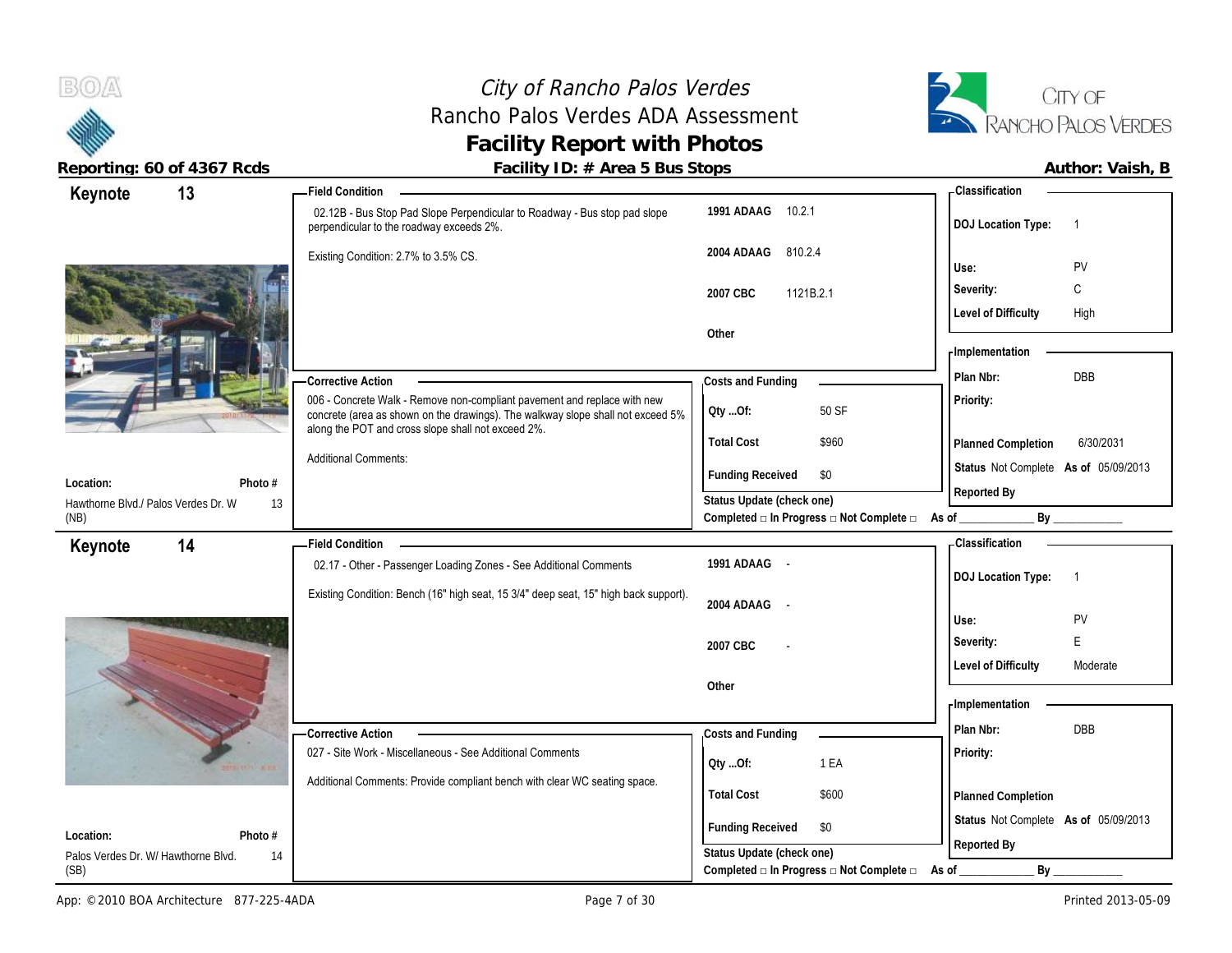# City of Rancho Palos Verdes
## Rancho Palos Verdes ADA Assessment
## Facility Report with Photos

**Reporting: 60 of 4367 Rcds** | **Facility ID: # Area 5 Bus Stops** | **Author: Vaish, B**

---

### Keynote 13

**Field Condition**

02.12B - Bus Stop Pad Slope Perpendicular to Roadway - Bus stop pad slope perpendicular to the roadway exceeds 2%.

Existing Condition: 2.7% to 3.5% CS.

| Code | Section |
|---|---|
| 1991 ADAAG | 10.2.1 |
| 2004 ADAAG | 810.2.4 |
| 2007 CBC | 1121B.2.1 |
| Other | |

**Classification**

| | |
|---|---|
| DOJ Location Type: | 1 |
| Use: | PV |
| Severity: | C |
| Level of Difficulty | High |

**Corrective Action**

006 - Concrete Walk - Remove non-compliant pavement and replace with new concrete (area as shown on the drawings). The walkway slope shall not exceed 5% along the POT and cross slope shall not exceed 2%.

Additional Comments:

**Costs and Funding**

| | |
|---|---|
| Qty ...Of: | 50 SF |
| Total Cost | $960 |
| Funding Received | $0 |

**Implementation**

| | |
|---|---|
| Plan Nbr: | DBB |
| Priority: | |
| Planned Completion | 6/30/2031 |
| Status | Not Complete As of 05/09/2013 |
| Reported By | |

**Location:** Hawthorne Blvd./ Palos Verdes Dr. W (NB)

**Photo #** 13

Status Update (check one)
Completed □ In Progress □ Not Complete □ As of ____________ By ____________

---

### Keynote 14

**Field Condition**

02.17 - Other - Passenger Loading Zones - See Additional Comments

Existing Condition: Bench (16" high seat, 15 3/4" deep seat, 15" high back support).

| Code | Section |
|---|---|
| 1991 ADAAG | - |
| 2004 ADAAG | - |
| 2007 CBC | - |
| Other | |

**Classification**

| | |
|---|---|
| DOJ Location Type: | 1 |
| Use: | PV |
| Severity: | E |
| Level of Difficulty | Moderate |

**Corrective Action**

027 - Site Work - Miscellaneous - See Additional Comments

Additional Comments: Provide compliant bench with clear WC seating space.

**Costs and Funding**

| | |
|---|---|
| Qty ...Of: | 1 EA |
| Total Cost | $600 |
| Funding Received | $0 |

**Implementation**

| | |
|---|---|
| Plan Nbr: | DBB |
| Priority: | |
| Planned Completion | |
| Status | Not Complete As of 05/09/2013 |
| Reported By | |

**Location:** Palos Verdes Dr. W/ Hawthorne Blvd. (SB)

**Photo #** 14

Status Update (check one)
Completed □ In Progress □ Not Complete □ As of ____________ By ____________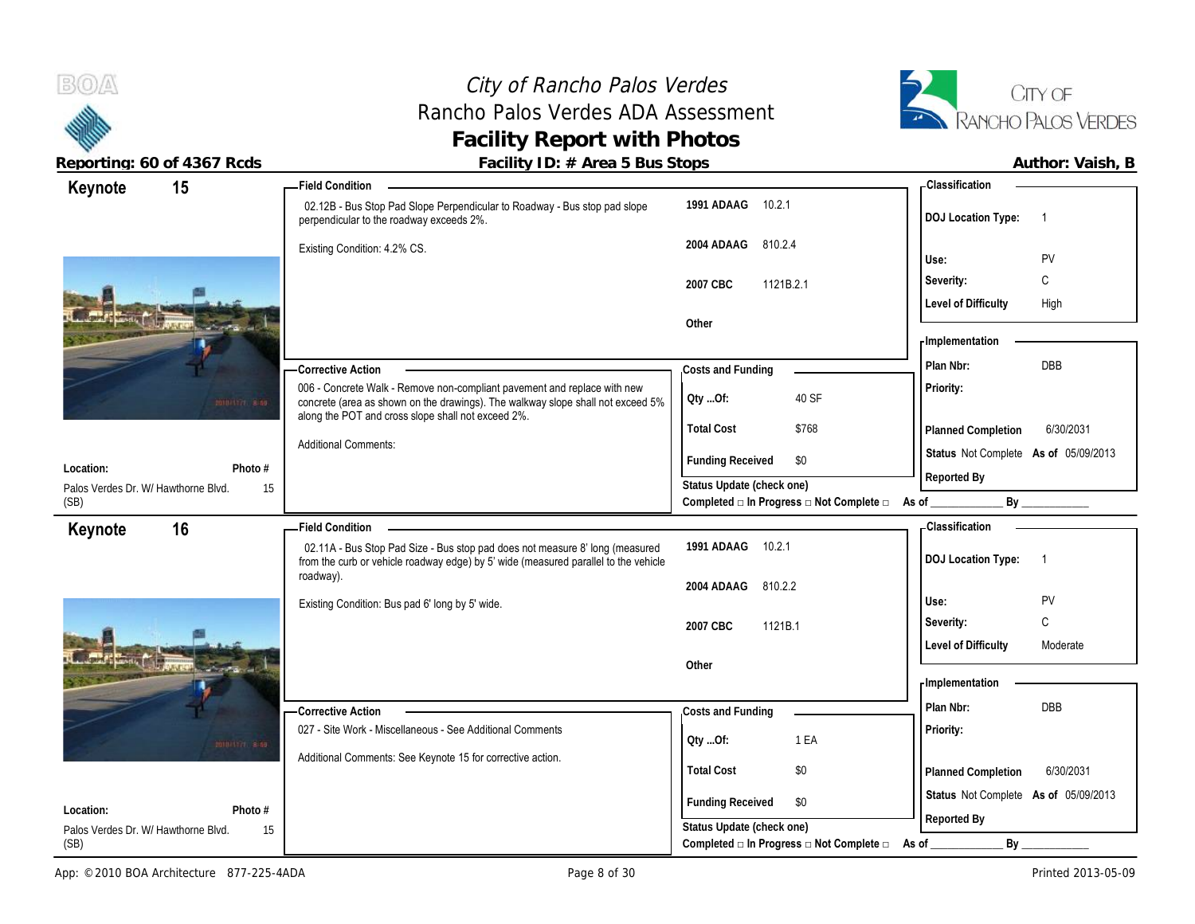# City of Rancho Palos Verdes
## Rancho Palos Verdes ADA Assessment
## Facility Report with Photos

**Reporting: 60 of 4367 Rcds** | **Facility ID: # Area 5 Bus Stops** | **Author: Vaish, B**

---

### Keynote 15

**Location:** Palos Verdes Dr. W/ Hawthorne Blvd. (SB)
**Photo #:** 15

**Field Condition**

02.12B - Bus Stop Pad Slope Perpendicular to Roadway - Bus stop pad slope perpendicular to the roadway exceeds 2%.

Existing Condition: 4.2% CS.

| Code | Section |
|---|---|
| 1991 ADAAG | 10.2.1 |
| 2004 ADAAG | 810.2.4 |
| 2007 CBC | 1121B.2.1 |
| Other | |

**Corrective Action**

006 - Concrete Walk - Remove non-compliant pavement and replace with new concrete (area as shown on the drawings). The walkway slope shall not exceed 5% along the POT and cross slope shall not exceed 2%.

Additional Comments:

**Costs and Funding**

| | |
|---|---|
| Qty ...Of: | 40 SF |
| Total Cost | $768 |
| Funding Received | $0 |

Status Update (check one)
Completed □ In Progress □ Not Complete □ As of ____________ By ____________

**Classification**

| | |
|---|---|
| DOJ Location Type: | 1 |
| Use: | PV |
| Severity: | C |
| Level of Difficulty | High |

**Implementation**

| | |
|---|---|
| Plan Nbr: | DBB |
| Priority: | |
| Planned Completion | 6/30/2031 |
| Status | Not Complete As of 05/09/2013 |
| Reported By | |

---

### Keynote 16

**Location:** Palos Verdes Dr. W/ Hawthorne Blvd. (SB)
**Photo #:** 15

**Field Condition**

02.11A - Bus Stop Pad Size - Bus stop pad does not measure 8' long (measured from the curb or vehicle roadway edge) by 5' wide (measured parallel to the vehicle roadway).

Existing Condition: Bus pad 6' long by 5' wide.

| Code | Section |
|---|---|
| 1991 ADAAG | 10.2.1 |
| 2004 ADAAG | 810.2.2 |
| 2007 CBC | 1121B.1 |
| Other | |

**Corrective Action**

027 - Site Work - Miscellaneous - See Additional Comments

Additional Comments: See Keynote 15 for corrective action.

**Costs and Funding**

| | |
|---|---|
| Qty ...Of: | 1 EA |
| Total Cost | $0 |
| Funding Received | $0 |

Status Update (check one)
Completed □ In Progress □ Not Complete □ As of ____________ By ____________

**Classification**

| | |
|---|---|
| DOJ Location Type: | 1 |
| Use: | PV |
| Severity: | C |
| Level of Difficulty | Moderate |

**Implementation**

| | |
|---|---|
| Plan Nbr: | DBB |
| Priority: | |
| Planned Completion | 6/30/2031 |
| Status | Not Complete As of 05/09/2013 |
| Reported By | |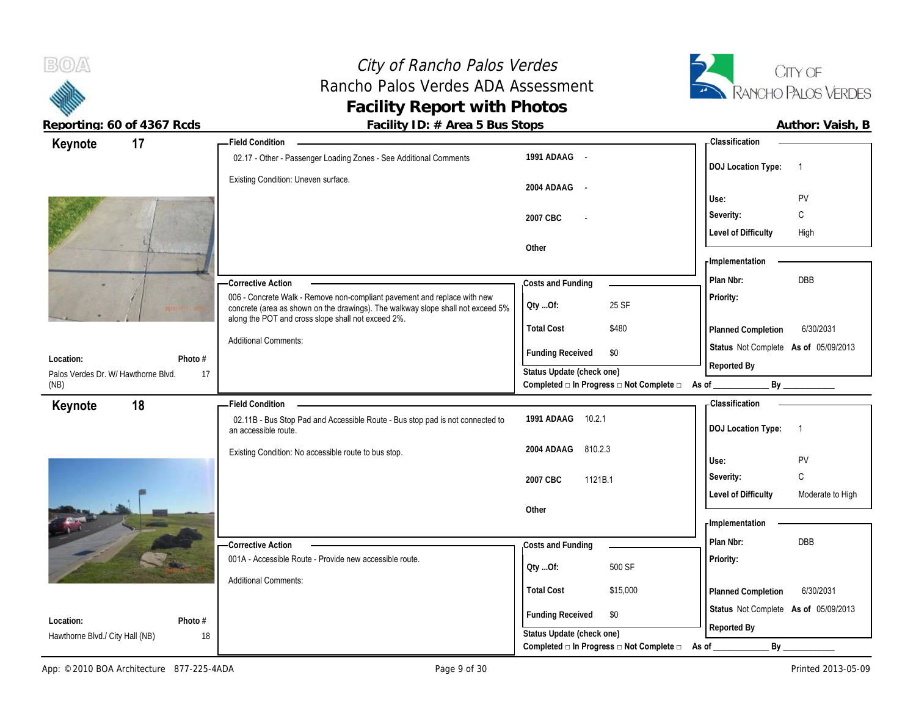# City of Rancho Palos Verdes
## Rancho Palos Verdes ADA Assessment
## Facility Report with Photos

**Reporting: 60 of 4367 Rcds** | **Facility ID: # Area 5 Bus Stops** | **Author: Vaish, B**

---

### Keynote 17

**Location:** Palos Verdes Dr. W/ Hawthorne Blvd. (NB)
**Photo #:** 17

**Field Condition**

02.17 - Other - Passenger Loading Zones - See Additional Comments

Existing Condition: Uneven surface.

| | |
|---|---|
| 1991 ADAAG | - |
| 2004 ADAAG | - |
| 2007 CBC | - |
| Other | |

**Corrective Action**

006 - Concrete Walk - Remove non-compliant pavement and replace with new concrete (area as shown on the drawings). The walkway slope shall not exceed 5% along the POT and cross slope shall not exceed 2%.

Additional Comments:

**Costs and Funding**

| | |
|---|---|
| Qty ...Of: | 25 SF |
| Total Cost | $480 |
| Funding Received | $0 |

Status Update (check one)
Completed □ In Progress □ Not Complete □ As of ____________ By ____________

**Classification**

| | |
|---|---|
| DOJ Location Type: | 1 |
| Use: | PV |
| Severity: | C |
| Level of Difficulty | High |

**Implementation**

| | |
|---|---|
| Plan Nbr: | DBB |
| Priority: | |
| Planned Completion | 6/30/2031 |
| Status | Not Complete As of 05/09/2013 |
| Reported By | |

---

### Keynote 18

**Location:** Hawthorne Blvd./ City Hall (NB)
**Photo #:** 18

**Field Condition**

02.11B - Bus Stop Pad and Accessible Route - Bus stop pad is not connected to an accessible route.

Existing Condition: No accessible route to bus stop.

| | |
|---|---|
| 1991 ADAAG | 10.2.1 |
| 2004 ADAAG | 810.2.3 |
| 2007 CBC | 1121B.1 |
| Other | |

**Corrective Action**

001A - Accessible Route - Provide new accessible route.

Additional Comments:

**Costs and Funding**

| | |
|---|---|
| Qty ...Of: | 500 SF |
| Total Cost | $15,000 |
| Funding Received | $0 |

Status Update (check one)
Completed □ In Progress □ Not Complete □ As of ____________ By ____________

**Classification**

| | |
|---|---|
| DOJ Location Type: | 1 |
| Use: | PV |
| Severity: | C |
| Level of Difficulty | Moderate to High |

**Implementation**

| | |
|---|---|
| Plan Nbr: | DBB |
| Priority: | |
| Planned Completion | 6/30/2031 |
| Status | Not Complete As of 05/09/2013 |
| Reported By | |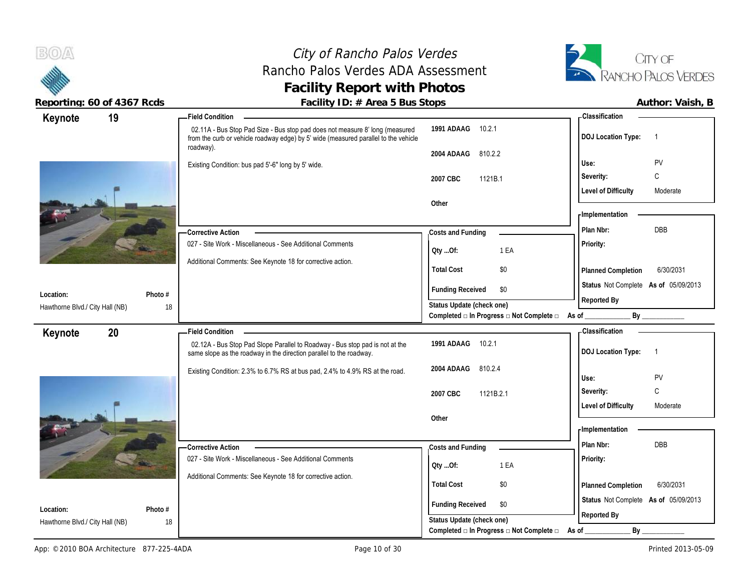# City of Rancho Palos Verdes
## Rancho Palos Verdes ADA Assessment
## Facility Report with Photos

**Reporting: 60 of 4367 Rcds** | **Facility ID: # Area 5 Bus Stops** | **Author: Vaish, B**

---

## Keynote 19

**Location:** Hawthorne Blvd./ City Hall (NB)
**Photo #:** 18

### Field Condition

02.11A - Bus Stop Pad Size - Bus stop pad does not measure 8' long (measured from the curb or vehicle roadway edge) by 5' wide (measured parallel to the vehicle roadway).

Existing Condition: bus pad 5'-6" long by 5' wide.

| Code | Section |
|---|---|
| 1991 ADAAG | 10.2.1 |
| 2004 ADAAG | 810.2.2 |
| 2007 CBC | 1121B.1 |
| Other | |

### Classification

| | |
|---|---|
| DOJ Location Type: | 1 |
| Use: | PV |
| Severity: | C |
| Level of Difficulty | Moderate |

### Corrective Action

027 - Site Work - Miscellaneous - See Additional Comments

Additional Comments: See Keynote 18 for corrective action.

### Costs and Funding

| | |
|---|---|
| Qty ...Of: | 1 EA |
| Total Cost | $0 |
| Funding Received | $0 |

Status Update (check one)
Completed □ In Progress □ Not Complete □ As of ____________ By ____________

### Implementation

| | |
|---|---|
| Plan Nbr: | DBB |
| Priority: | |
| Planned Completion | 6/30/2031 |
| Status | Not Complete As of 05/09/2013 |
| Reported By | |

---

## Keynote 20

**Location:** Hawthorne Blvd./ City Hall (NB)
**Photo #:** 18

### Field Condition

02.12A - Bus Stop Pad Slope Parallel to Roadway - Bus stop pad is not at the same slope as the roadway in the direction parallel to the roadway.

Existing Condition: 2.3% to 6.7% RS at bus pad, 2.4% to 4.9% RS at the road.

| Code | Section |
|---|---|
| 1991 ADAAG | 10.2.1 |
| 2004 ADAAG | 810.2.4 |
| 2007 CBC | 1121B.2.1 |
| Other | |

### Classification

| | |
|---|---|
| DOJ Location Type: | 1 |
| Use: | PV |
| Severity: | C |
| Level of Difficulty | Moderate |

### Corrective Action

027 - Site Work - Miscellaneous - See Additional Comments

Additional Comments: See Keynote 18 for corrective action.

### Costs and Funding

| | |
|---|---|
| Qty ...Of: | 1 EA |
| Total Cost | $0 |
| Funding Received | $0 |

Status Update (check one)
Completed □ In Progress □ Not Complete □ As of ____________ By ____________

### Implementation

| | |
|---|---|
| Plan Nbr: | DBB |
| Priority: | |
| Planned Completion | 6/30/2031 |
| Status | Not Complete As of 05/09/2013 |
| Reported By | |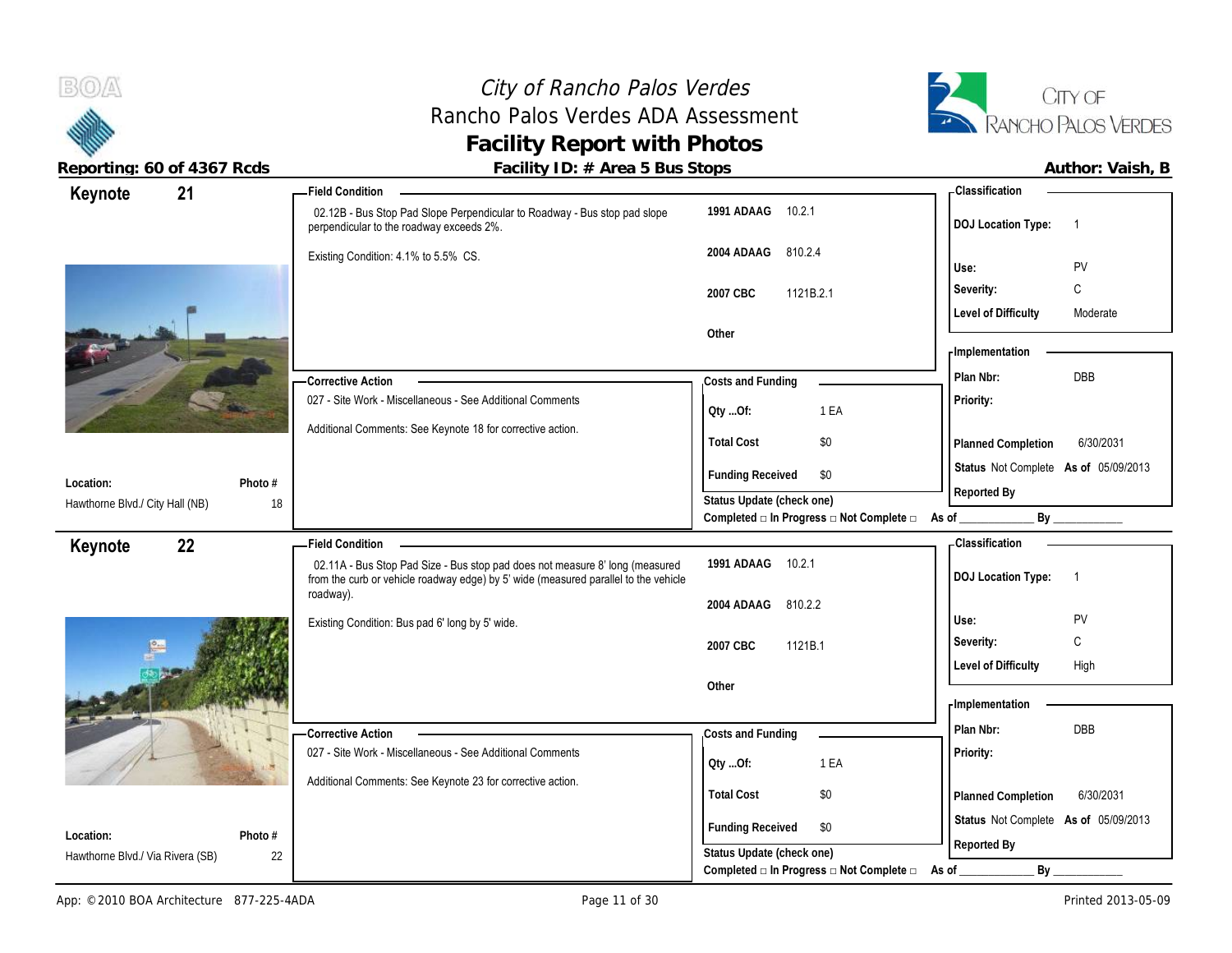# City of Rancho Palos Verdes
## Rancho Palos Verdes ADA Assessment
## Facility Report with Photos

**Reporting: 60 of 4367 Rcds** | **Facility ID: # Area 5 Bus Stops** | **Author: Vaish, B**

---

## Keynote 21

**Field Condition**

02.12B - Bus Stop Pad Slope Perpendicular to Roadway - Bus stop pad slope perpendicular to the roadway exceeds 2%.

Existing Condition: 4.1% to 5.5% CS.

| | |
|---|---|
| 1991 ADAAG | 10.2.1 |
| 2004 ADAAG | 810.2.4 |
| 2007 CBC | 1121B.2.1 |
| Other | |

**Classification**

| | |
|---|---|
| DOJ Location Type: | 1 |
| Use: | PV |
| Severity: | C |
| Level of Difficulty | Moderate |

**Corrective Action**

027 - Site Work - Miscellaneous - See Additional Comments

Additional Comments: See Keynote 18 for corrective action.

**Costs and Funding**

| | |
|---|---|
| Qty ...Of: | 1 EA |
| Total Cost | $0 |
| Funding Received | $0 |

**Implementation**

| | |
|---|---|
| Plan Nbr: | DBB |
| Priority: | |
| Planned Completion | 6/30/2031 |
| Status | Not Complete As of 05/09/2013 |
| Reported By | |

Status Update (check one)
Completed □ In Progress □ Not Complete □ As of ____________ By ____________

**Location:** Hawthorne Blvd./ City Hall (NB) | **Photo #** 18

---

## Keynote 22

**Field Condition**

02.11A - Bus Stop Pad Size - Bus stop pad does not measure 8' long (measured from the curb or vehicle roadway edge) by 5' wide (measured parallel to the vehicle roadway).

Existing Condition: Bus pad 6' long by 5' wide.

| | |
|---|---|
| 1991 ADAAG | 10.2.1 |
| 2004 ADAAG | 810.2.2 |
| 2007 CBC | 1121B.1 |
| Other | |

**Classification**

| | |
|---|---|
| DOJ Location Type: | 1 |
| Use: | PV |
| Severity: | C |
| Level of Difficulty | High |

**Corrective Action**

027 - Site Work - Miscellaneous - See Additional Comments

Additional Comments: See Keynote 23 for corrective action.

**Costs and Funding**

| | |
|---|---|
| Qty ...Of: | 1 EA |
| Total Cost | $0 |
| Funding Received | $0 |

**Implementation**

| | |
|---|---|
| Plan Nbr: | DBB |
| Priority: | |
| Planned Completion | 6/30/2031 |
| Status | Not Complete As of 05/09/2013 |
| Reported By | |

Status Update (check one)
Completed □ In Progress □ Not Complete □ As of ____________ By ____________

**Location:** Hawthorne Blvd./ Via Rivera (SB) | **Photo #** 22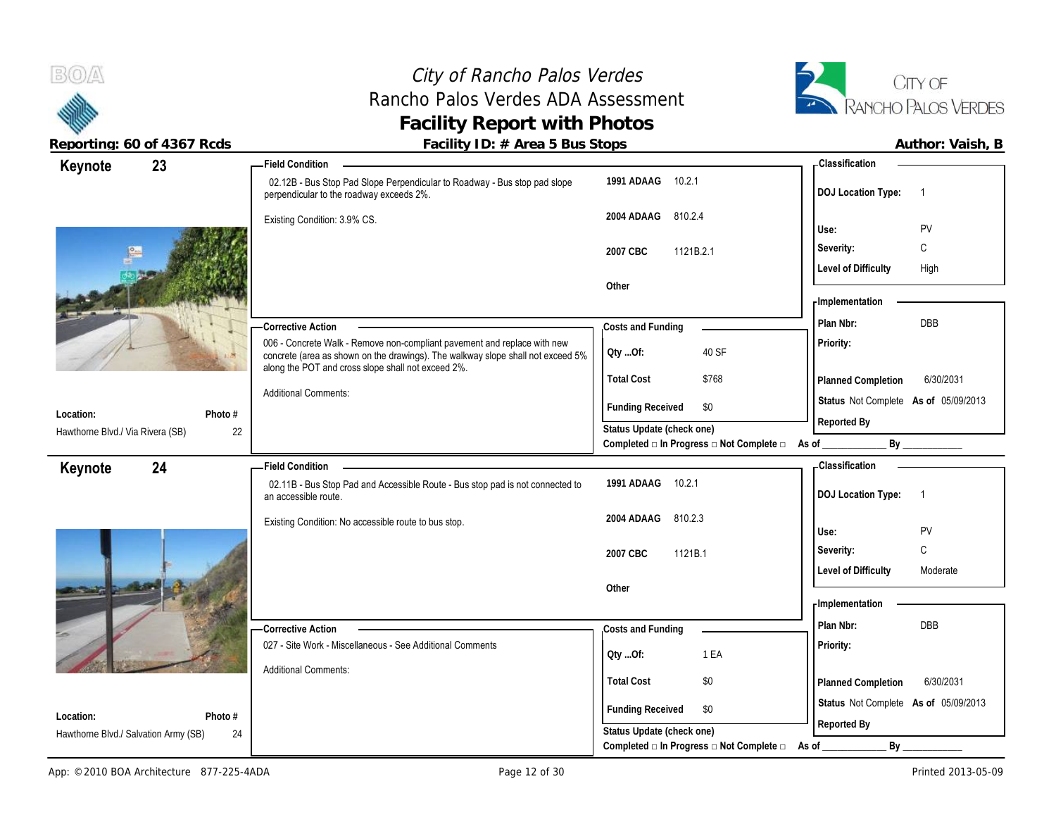# City of Rancho Palos Verdes
## Rancho Palos Verdes ADA Assessment
## Facility Report with Photos

**Reporting: 60 of 4367 Rcds** | **Facility ID: # Area 5 Bus Stops** | **Author: Vaish, B**

---

### Keynote 23

**Field Condition**

02.12B - Bus Stop Pad Slope Perpendicular to Roadway - Bus stop pad slope perpendicular to the roadway exceeds 2%.

Existing Condition: 3.9% CS.

| | |
|---|---|
| **1991 ADAAG** | 10.2.1 |
| **2004 ADAAG** | 810.2.4 |
| **2007 CBC** | 1121B.2.1 |
| **Other** | |

**Classification**

| | |
|---|---|
| **DOJ Location Type:** | 1 |
| **Use:** | PV |
| **Severity:** | C |
| **Level of Difficulty** | High |

**Corrective Action**

006 - Concrete Walk - Remove non-compliant pavement and replace with new concrete (area as shown on the drawings). The walkway slope shall not exceed 5% along the POT and cross slope shall not exceed 2%.

Additional Comments:

**Costs and Funding**

| | |
|---|---|
| **Qty ...Of:** | 40 SF |
| **Total Cost** | $768 |
| **Funding Received** | $0 |

**Implementation**

| | |
|---|---|
| **Plan Nbr:** | DBB |
| **Priority:** | |
| **Planned Completion** | 6/30/2031 |
| **Status** | Not Complete **As of** 05/09/2013 |
| **Reported By** | |

**Location:** Hawthorne Blvd./ Via Rivera (SB) | **Photo #** 22

**Status Update (check one)**
Completed □ In Progress □ Not Complete □ As of ____________ By ____________

---

### Keynote 24

**Field Condition**

02.11B - Bus Stop Pad and Accessible Route - Bus stop pad is not connected to an accessible route.

Existing Condition: No accessible route to bus stop.

| | |
|---|---|
| **1991 ADAAG** | 10.2.1 |
| **2004 ADAAG** | 810.2.3 |
| **2007 CBC** | 1121B.1 |
| **Other** | |

**Classification**

| | |
|---|---|
| **DOJ Location Type:** | 1 |
| **Use:** | PV |
| **Severity:** | C |
| **Level of Difficulty** | Moderate |

**Corrective Action**

027 - Site Work - Miscellaneous - See Additional Comments

Additional Comments:

**Costs and Funding**

| | |
|---|---|
| **Qty ...Of:** | 1 EA |
| **Total Cost** | $0 |
| **Funding Received** | $0 |

**Implementation**

| | |
|---|---|
| **Plan Nbr:** | DBB |
| **Priority:** | |
| **Planned Completion** | 6/30/2031 |
| **Status** | Not Complete **As of** 05/09/2013 |
| **Reported By** | |

**Location:** Hawthorne Blvd./ Salvation Army (SB) | **Photo #** 24

**Status Update (check one)**
Completed □ In Progress □ Not Complete □ As of ____________ By ____________

---

App: © 2010 BOA Architecture 877-225-4ADA | Printed 2013-05-09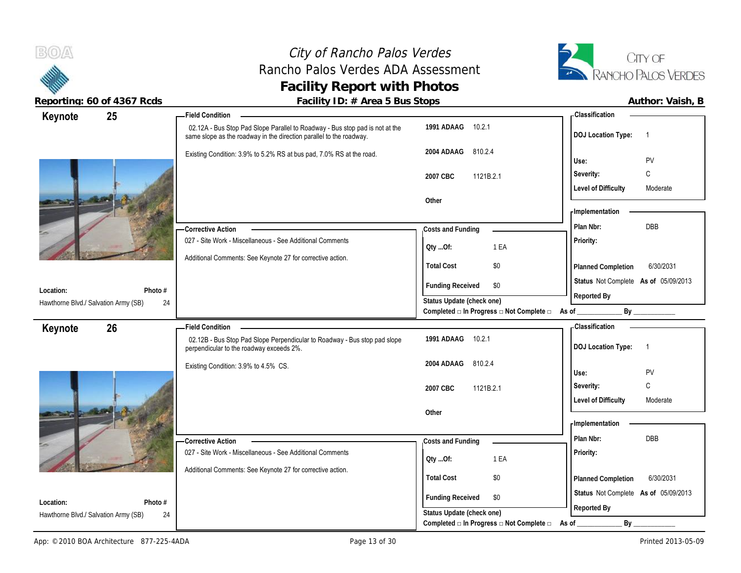# City of Rancho Palos Verdes
## Rancho Palos Verdes ADA Assessment
## Facility Report with Photos

**Reporting: 60 of 4367 Rcds** | **Facility ID: # Area 5 Bus Stops** | **Author: Vaish, B**

---

### Keynote 25

**Location:** Hawthorne Blvd./ Salvation Army (SB) — **Photo #** 24

**Field Condition**

02.12A - Bus Stop Pad Slope Parallel to Roadway - Bus stop pad is not at the same slope as the roadway in the direction parallel to the roadway.

Existing Condition: 3.9% to 5.2% RS at bus pad, 7.0% RS at the road.

| Code | Section |
|---|---|
| 1991 ADAAG | 10.2.1 |
| 2004 ADAAG | 810.2.4 |
| 2007 CBC | 1121B.2.1 |
| Other | |

**Classification**

| | |
|---|---|
| DOJ Location Type: | 1 |
| Use: | PV |
| Severity: | C |
| Level of Difficulty | Moderate |

**Corrective Action**

027 - Site Work - Miscellaneous - See Additional Comments

Additional Comments: See Keynote 27 for corrective action.

**Costs and Funding**

| | |
|---|---|
| Qty ...Of: | 1 EA |
| Total Cost | $0 |
| Funding Received | $0 |

**Implementation**

| | |
|---|---|
| Plan Nbr: | DBB |
| Priority: | |
| Planned Completion | 6/30/2031 |
| Status | Not Complete As of 05/09/2013 |
| Reported By | |

Status Update (check one)
Completed □ In Progress □ Not Complete □ As of ____________ By ____________

---

### Keynote 26

**Location:** Hawthorne Blvd./ Salvation Army (SB) — **Photo #** 24

**Field Condition**

02.12B - Bus Stop Pad Slope Perpendicular to Roadway - Bus stop pad slope perpendicular to the roadway exceeds 2%.

Existing Condition: 3.9% to 4.5% CS.

| Code | Section |
|---|---|
| 1991 ADAAG | 10.2.1 |
| 2004 ADAAG | 810.2.4 |
| 2007 CBC | 1121B.2.1 |
| Other | |

**Classification**

| | |
|---|---|
| DOJ Location Type: | 1 |
| Use: | PV |
| Severity: | C |
| Level of Difficulty | Moderate |

**Corrective Action**

027 - Site Work - Miscellaneous - See Additional Comments

Additional Comments: See Keynote 27 for corrective action.

**Costs and Funding**

| | |
|---|---|
| Qty ...Of: | 1 EA |
| Total Cost | $0 |
| Funding Received | $0 |

**Implementation**

| | |
|---|---|
| Plan Nbr: | DBB |
| Priority: | |
| Planned Completion | 6/30/2031 |
| Status | Not Complete As of 05/09/2013 |
| Reported By | |

Status Update (check one)
Completed □ In Progress □ Not Complete □ As of ____________ By ____________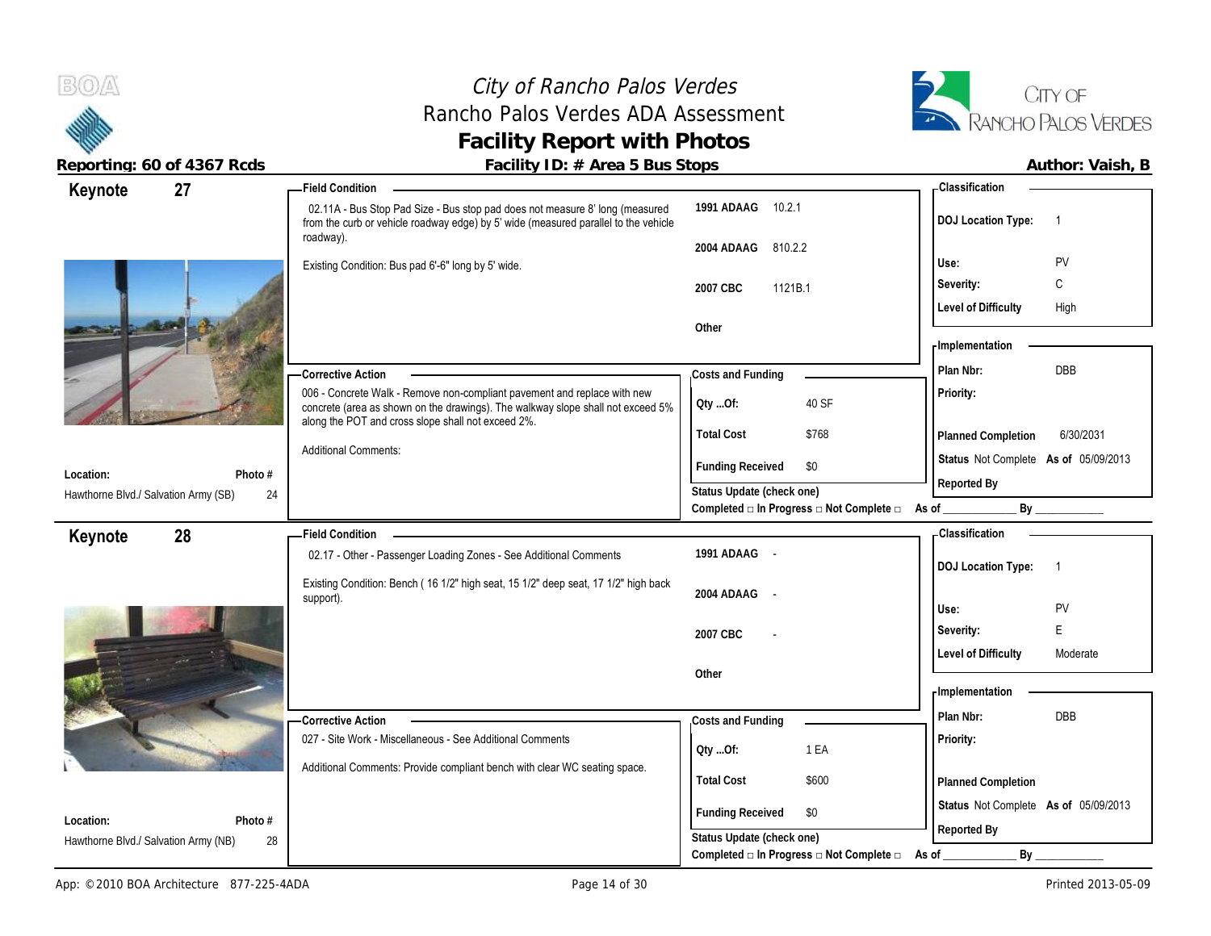# City of Rancho Palos Verdes
## Rancho Palos Verdes ADA Assessment
## Facility Report with Photos

**Reporting: 60 of 4367 Rcds** | **Facility ID: # Area 5 Bus Stops** | **Author: Vaish, B**

---

## Keynote 27

**Location:** Hawthorne Blvd./ Salvation Army (SB)
**Photo #:** 24

**Field Condition**

02.11A - Bus Stop Pad Size - Bus stop pad does not measure 8' long (measured from the curb or vehicle roadway edge) by 5' wide (measured parallel to the vehicle roadway).

Existing Condition: Bus pad 6'-6" long by 5' wide.

| Code | Section |
|---|---|
| 1991 ADAAG | 10.2.1 |
| 2004 ADAAG | 810.2.2 |
| 2007 CBC | 1121B.1 |
| Other | |

**Classification**

| | |
|---|---|
| DOJ Location Type: | 1 |
| Use: | PV |
| Severity: | C |
| Level of Difficulty | High |

**Corrective Action**

006 - Concrete Walk - Remove non-compliant pavement and replace with new concrete (area as shown on the drawings). The walkway slope shall not exceed 5% along the POT and cross slope shall not exceed 2%.

Additional Comments:

**Costs and Funding**

| | |
|---|---|
| Qty ...Of: | 40 SF |
| Total Cost | $768 |
| Funding Received | $0 |

Status Update (check one)
Completed □ In Progress □ Not Complete □ As of ____________ By ____________

**Implementation**

| | |
|---|---|
| Plan Nbr: | DBB |
| Priority: | |
| Planned Completion | 6/30/2031 |
| Status | Not Complete As of 05/09/2013 |
| Reported By | |

---

## Keynote 28

**Location:** Hawthorne Blvd./ Salvation Army (NB)
**Photo #:** 28

**Field Condition**

02.17 - Other - Passenger Loading Zones - See Additional Comments

Existing Condition: Bench ( 16 1/2" high seat, 15 1/2" deep seat, 17 1/2" high back support).

| Code | Section |
|---|---|
| 1991 ADAAG | - |
| 2004 ADAAG | - |
| 2007 CBC | - |
| Other | |

**Classification**

| | |
|---|---|
| DOJ Location Type: | 1 |
| Use: | PV |
| Severity: | E |
| Level of Difficulty | Moderate |

**Corrective Action**

027 - Site Work - Miscellaneous - See Additional Comments

Additional Comments: Provide compliant bench with clear WC seating space.

**Costs and Funding**

| | |
|---|---|
| Qty ...Of: | 1 EA |
| Total Cost | $600 |
| Funding Received | $0 |

Status Update (check one)
Completed □ In Progress □ Not Complete □ As of ____________ By ____________

**Implementation**

| | |
|---|---|
| Plan Nbr: | DBB |
| Priority: | |
| Planned Completion | |
| Status | Not Complete As of 05/09/2013 |
| Reported By | |

---

App: © 2010 BOA Architecture 877-225-4ADA | Printed 2013-05-09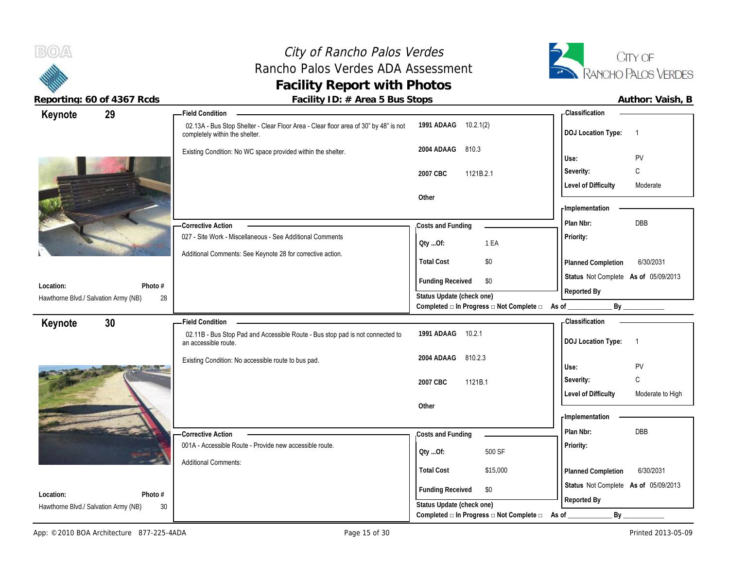# City of Rancho Palos Verdes
## Rancho Palos Verdes ADA Assessment
## Facility Report with Photos

**Reporting: 60 of 4367 Rcds** | **Facility ID: # Area 5 Bus Stops** | **Author: Vaish, B**

---

### Keynote 29

**Location:** Hawthorne Blvd./ Salvation Army (NB)
**Photo #:** 28

**Field Condition**

02.13A - Bus Stop Shelter - Clear Floor Area - Clear floor area of 30" by 48" is not completely within the shelter.

Existing Condition: No WC space provided within the shelter.

| | |
|---|---|
| **1991 ADAAG** | 10.2.1(2) |
| **2004 ADAAG** | 810.3 |
| **2007 CBC** | 1121B.2.1 |
| **Other** | |

**Classification**

| | |
|---|---|
| **DOJ Location Type:** | 1 |
| **Use:** | PV |
| **Severity:** | C |
| **Level of Difficulty** | Moderate |

**Corrective Action**

027 - Site Work - Miscellaneous - See Additional Comments

Additional Comments: See Keynote 28 for corrective action.

**Costs and Funding**

| | |
|---|---|
| **Qty ...Of:** | 1 EA |
| **Total Cost** | $0 |
| **Funding Received** | $0 |

**Implementation**

| | |
|---|---|
| **Plan Nbr:** | DBB |
| **Priority:** | |
| **Planned Completion** | 6/30/2031 |
| **Status** | Not Complete **As of** 05/09/2013 |
| **Reported By** | |

**Status Update (check one)**
Completed □ In Progress □ Not Complete □ As of ____________ By ____________

---

### Keynote 30

**Location:** Hawthorne Blvd./ Salvation Army (NB)
**Photo #:** 30

**Field Condition**

02.11B - Bus Stop Pad and Accessible Route - Bus stop pad is not connected to an accessible route.

Existing Condition: No accessible route to bus pad.

| | |
|---|---|
| **1991 ADAAG** | 10.2.1 |
| **2004 ADAAG** | 810.2.3 |
| **2007 CBC** | 1121B.1 |
| **Other** | |

**Classification**

| | |
|---|---|
| **DOJ Location Type:** | 1 |
| **Use:** | PV |
| **Severity:** | C |
| **Level of Difficulty** | Moderate to High |

**Corrective Action**

001A - Accessible Route - Provide new accessible route.

Additional Comments:

**Costs and Funding**

| | |
|---|---|
| **Qty ...Of:** | 500 SF |
| **Total Cost** | $15,000 |
| **Funding Received** | $0 |

**Implementation**

| | |
|---|---|
| **Plan Nbr:** | DBB |
| **Priority:** | |
| **Planned Completion** | 6/30/2031 |
| **Status** | Not Complete **As of** 05/09/2013 |
| **Reported By** | |

**Status Update (check one)**
Completed □ In Progress □ Not Complete □ As of ____________ By ____________

---

App: © 2010 BOA Architecture 877-225-4ADA | Printed 2013-05-09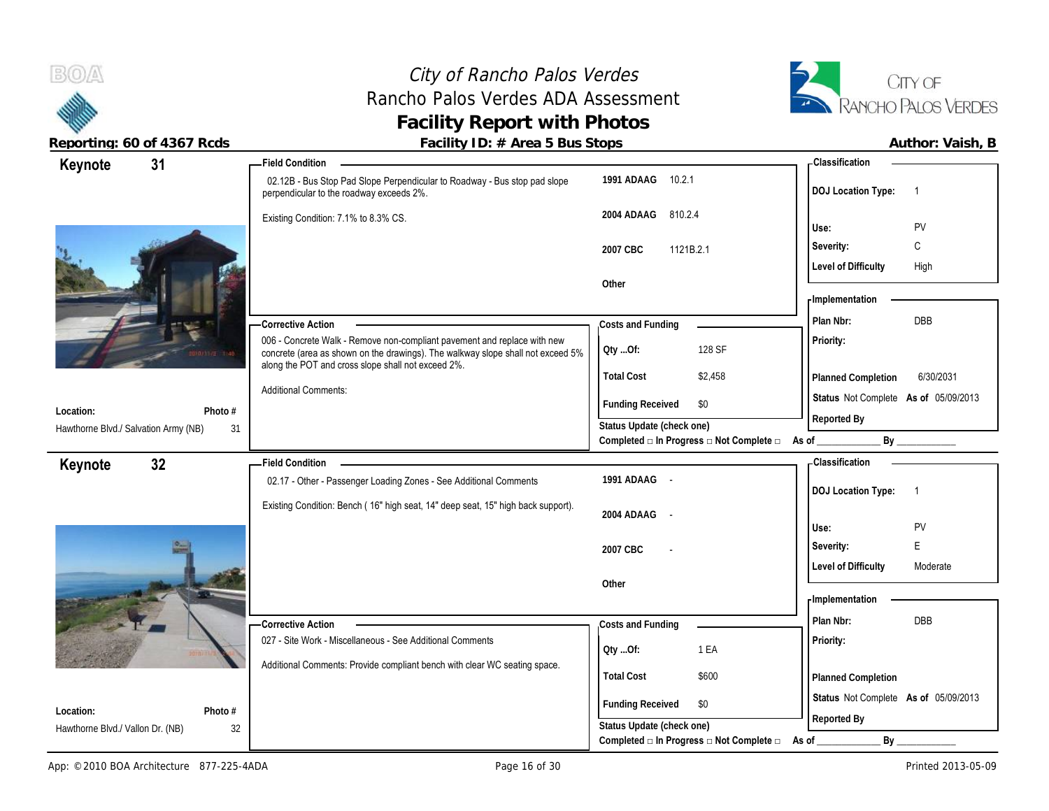# City of Rancho Palos Verdes
## Rancho Palos Verdes ADA Assessment
## Facility Report with Photos

**Reporting: 60 of 4367 Rcds**

**Facility ID: # Area 5 Bus Stops**

**Author: Vaish, B**

---

## Keynote 31

**Location:** Hawthorne Blvd./ Salvation Army (NB)

**Photo #:** 31

**Field Condition**

02.12B - Bus Stop Pad Slope Perpendicular to Roadway - Bus stop pad slope perpendicular to the roadway exceeds 2%.

Existing Condition: 7.1% to 8.3% CS.

| Code | Section |
|---|---|
| 1991 ADAAG | 10.2.1 |
| 2004 ADAAG | 810.2.4 |
| 2007 CBC | 1121B.2.1 |
| Other | |

**Corrective Action**

006 - Concrete Walk - Remove non-compliant pavement and replace with new concrete (area as shown on the drawings). The walkway slope shall not exceed 5% along the POT and cross slope shall not exceed 2%.

Additional Comments:

**Costs and Funding**

| | |
|---|---|
| Qty ...Of: | 128 SF |
| Total Cost | $2,458 |
| Funding Received | $0 |

Status Update (check one)
Completed □ In Progress □ Not Complete □ As of ____________ By ____________

**Classification**

| | |
|---|---|
| DOJ Location Type: | 1 |
| Use: | PV |
| Severity: | C |
| Level of Difficulty | High |

**Implementation**

| | |
|---|---|
| Plan Nbr: | DBB |
| Priority: | |
| Planned Completion | 6/30/2031 |
| Status | Not Complete As of 05/09/2013 |
| Reported By | |

---

## Keynote 32

**Location:** Hawthorne Blvd./ Vallon Dr. (NB)

**Photo #:** 32

**Field Condition**

02.17 - Other - Passenger Loading Zones - See Additional Comments

Existing Condition: Bench ( 16" high seat, 14" deep seat, 15" high back support).

| Code | Section |
|---|---|
| 1991 ADAAG | - |
| 2004 ADAAG | - |
| 2007 CBC | - |
| Other | |

**Corrective Action**

027 - Site Work - Miscellaneous - See Additional Comments

Additional Comments: Provide compliant bench with clear WC seating space.

**Costs and Funding**

| | |
|---|---|
| Qty ...Of: | 1 EA |
| Total Cost | $600 |
| Funding Received | $0 |

Status Update (check one)
Completed □ In Progress □ Not Complete □ As of ____________ By ____________

**Classification**

| | |
|---|---|
| DOJ Location Type: | 1 |
| Use: | PV |
| Severity: | E |
| Level of Difficulty | Moderate |

**Implementation**

| | |
|---|---|
| Plan Nbr: | DBB |
| Priority: | |
| Planned Completion | |
| Status | Not Complete As of 05/09/2013 |
| Reported By | |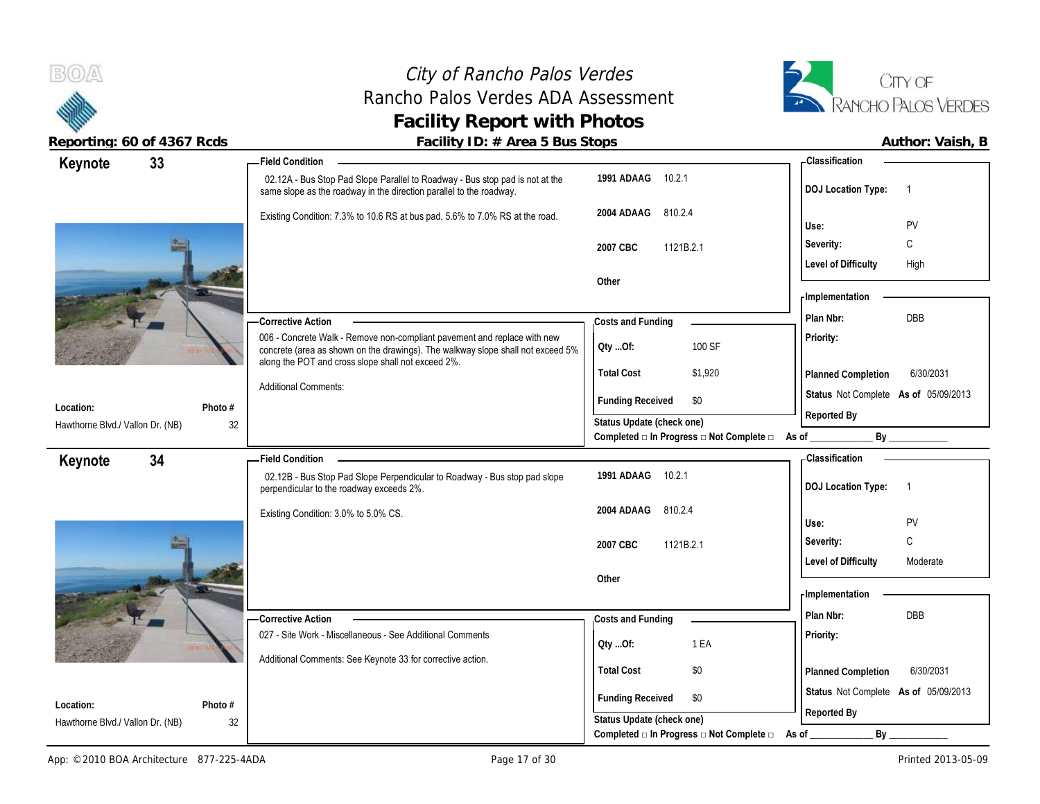# City of Rancho Palos Verdes
## Rancho Palos Verdes ADA Assessment
## Facility Report with Photos

**Reporting: 60 of 4367 Rcds** | **Facility ID: # Area 5 Bus Stops** | **Author: Vaish, B**

---

### Keynote 33

**Location:** Hawthorne Blvd./ Vallon Dr. (NB)
**Photo #:** 32

**Field Condition**

02.12A - Bus Stop Pad Slope Parallel to Roadway - Bus stop pad is not at the same slope as the roadway in the direction parallel to the roadway.

Existing Condition: 7.3% to 10.6 RS at bus pad, 5.6% to 7.0% RS at the road.

| Code | Section |
|---|---|
| 1991 ADAAG | 10.2.1 |
| 2004 ADAAG | 810.2.4 |
| 2007 CBC | 1121B.2.1 |
| Other | |

**Classification**

| | |
|---|---|
| DOJ Location Type: | 1 |
| Use: | PV |
| Severity: | C |
| Level of Difficulty | High |

**Corrective Action**

006 - Concrete Walk - Remove non-compliant pavement and replace with new concrete (area as shown on the drawings). The walkway slope shall not exceed 5% along the POT and cross slope shall not exceed 2%.

Additional Comments:

**Costs and Funding**

| | |
|---|---|
| Qty ...Of: | 100 SF |
| Total Cost | $1,920 |
| Funding Received | $0 |

**Implementation**

| | |
|---|---|
| Plan Nbr: | DBB |
| Priority: | |
| Planned Completion | 6/30/2031 |
| Status | Not Complete As of 05/09/2013 |
| Reported By | |

Status Update (check one)
Completed □ In Progress □ Not Complete □ As of ____________ By ____________

---

### Keynote 34

**Location:** Hawthorne Blvd./ Vallon Dr. (NB)
**Photo #:** 32

**Field Condition**

02.12B - Bus Stop Pad Slope Perpendicular to Roadway - Bus stop pad slope perpendicular to the roadway exceeds 2%.

Existing Condition: 3.0% to 5.0% CS.

| Code | Section |
|---|---|
| 1991 ADAAG | 10.2.1 |
| 2004 ADAAG | 810.2.4 |
| 2007 CBC | 1121B.2.1 |
| Other | |

**Classification**

| | |
|---|---|
| DOJ Location Type: | 1 |
| Use: | PV |
| Severity: | C |
| Level of Difficulty | Moderate |

**Corrective Action**

027 - Site Work - Miscellaneous - See Additional Comments

Additional Comments: See Keynote 33 for corrective action.

**Costs and Funding**

| | |
|---|---|
| Qty ...Of: | 1 EA |
| Total Cost | $0 |
| Funding Received | $0 |

**Implementation**

| | |
|---|---|
| Plan Nbr: | DBB |
| Priority: | |
| Planned Completion | 6/30/2031 |
| Status | Not Complete As of 05/09/2013 |
| Reported By | |

Status Update (check one)
Completed □ In Progress □ Not Complete □ As of ____________ By ____________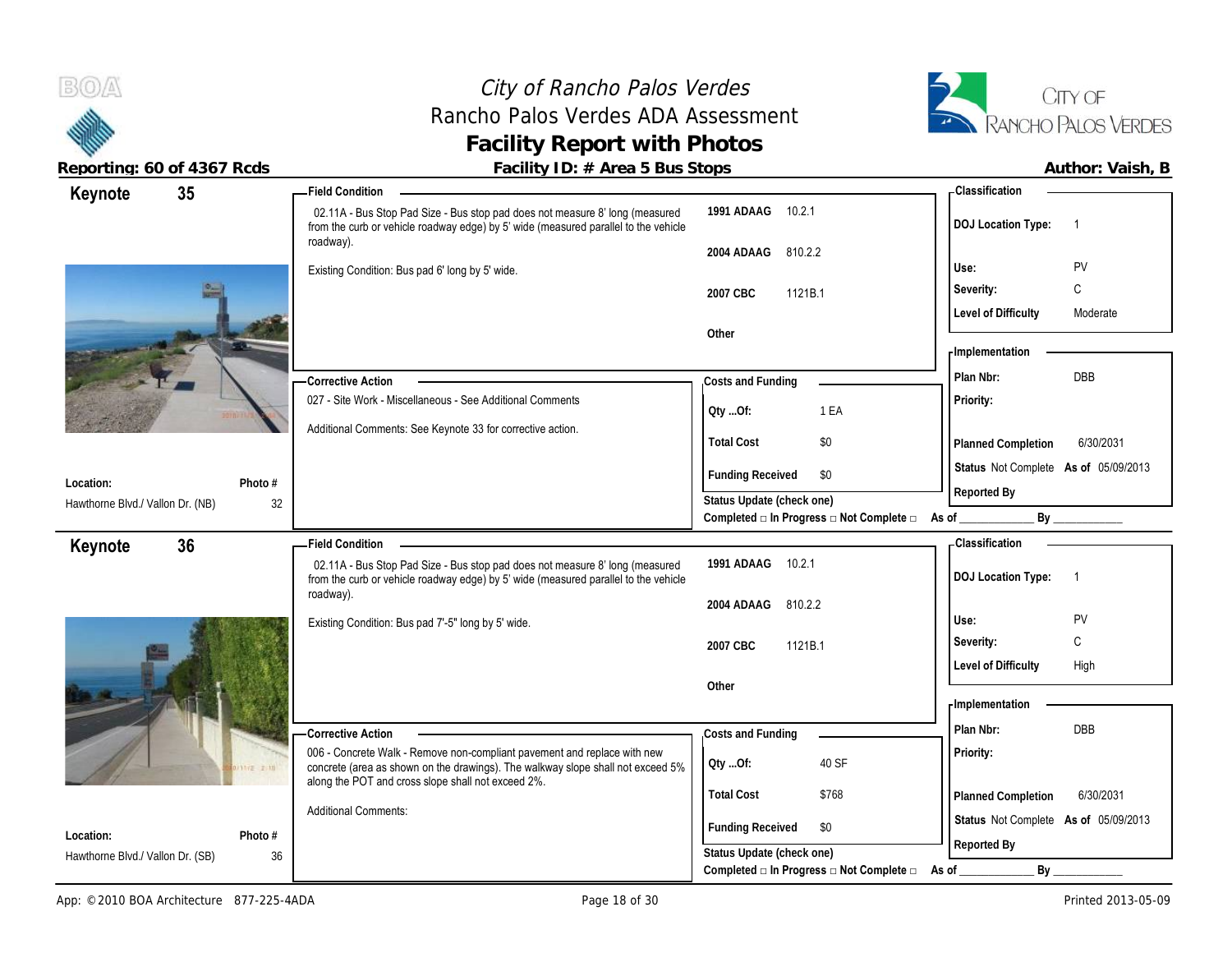# City of Rancho Palos Verdes
## Rancho Palos Verdes ADA Assessment
## Facility Report with Photos

**Reporting: 60 of 4367 Rcds** | **Facility ID: # Area 5 Bus Stops** | **Author: Vaish, B**

---

### Keynote 35

**Field Condition**

02.11A - Bus Stop Pad Size - Bus stop pad does not measure 8' long (measured from the curb or vehicle roadway edge) by 5' wide (measured parallel to the vehicle roadway).

Existing Condition: Bus pad 6' long by 5' wide.

| | |
|---|---|
| 1991 ADAAG | 10.2.1 |
| 2004 ADAAG | 810.2.2 |
| 2007 CBC | 1121B.1 |
| Other | |

**Classification**

| | |
|---|---|
| DOJ Location Type: | 1 |
| Use: | PV |
| Severity: | C |
| Level of Difficulty | Moderate |

**Corrective Action**

027 - Site Work - Miscellaneous - See Additional Comments

Additional Comments: See Keynote 33 for corrective action.

**Costs and Funding**

| | |
|---|---|
| Qty ...Of: | 1 EA |
| Total Cost | $0 |
| Funding Received | $0 |

**Implementation**

| | |
|---|---|
| Plan Nbr: | DBB |
| Priority: | |
| Planned Completion | 6/30/2031 |
| Status | Not Complete As of 05/09/2013 |
| Reported By | |

**Location:** Hawthorne Blvd./ Vallon Dr. (NB) — **Photo #** 32

Status Update (check one)
Completed □ In Progress □ Not Complete □ As of ____________ By ____________

---

### Keynote 36

**Field Condition**

02.11A - Bus Stop Pad Size - Bus stop pad does not measure 8' long (measured from the curb or vehicle roadway edge) by 5' wide (measured parallel to the vehicle roadway).

Existing Condition: Bus pad 7'-5" long by 5' wide.

| | |
|---|---|
| 1991 ADAAG | 10.2.1 |
| 2004 ADAAG | 810.2.2 |
| 2007 CBC | 1121B.1 |
| Other | |

**Classification**

| | |
|---|---|
| DOJ Location Type: | 1 |
| Use: | PV |
| Severity: | C |
| Level of Difficulty | High |

**Corrective Action**

006 - Concrete Walk - Remove non-compliant pavement and replace with new concrete (area as shown on the drawings). The walkway slope shall not exceed 5% along the POT and cross slope shall not exceed 2%.

Additional Comments:

**Costs and Funding**

| | |
|---|---|
| Qty ...Of: | 40 SF |
| Total Cost | $768 |
| Funding Received | $0 |

**Implementation**

| | |
|---|---|
| Plan Nbr: | DBB |
| Priority: | |
| Planned Completion | 6/30/2031 |
| Status | Not Complete As of 05/09/2013 |
| Reported By | |

**Location:** Hawthorne Blvd./ Vallon Dr. (SB) — **Photo #** 36

Status Update (check one)
Completed □ In Progress □ Not Complete □ As of ____________ By ____________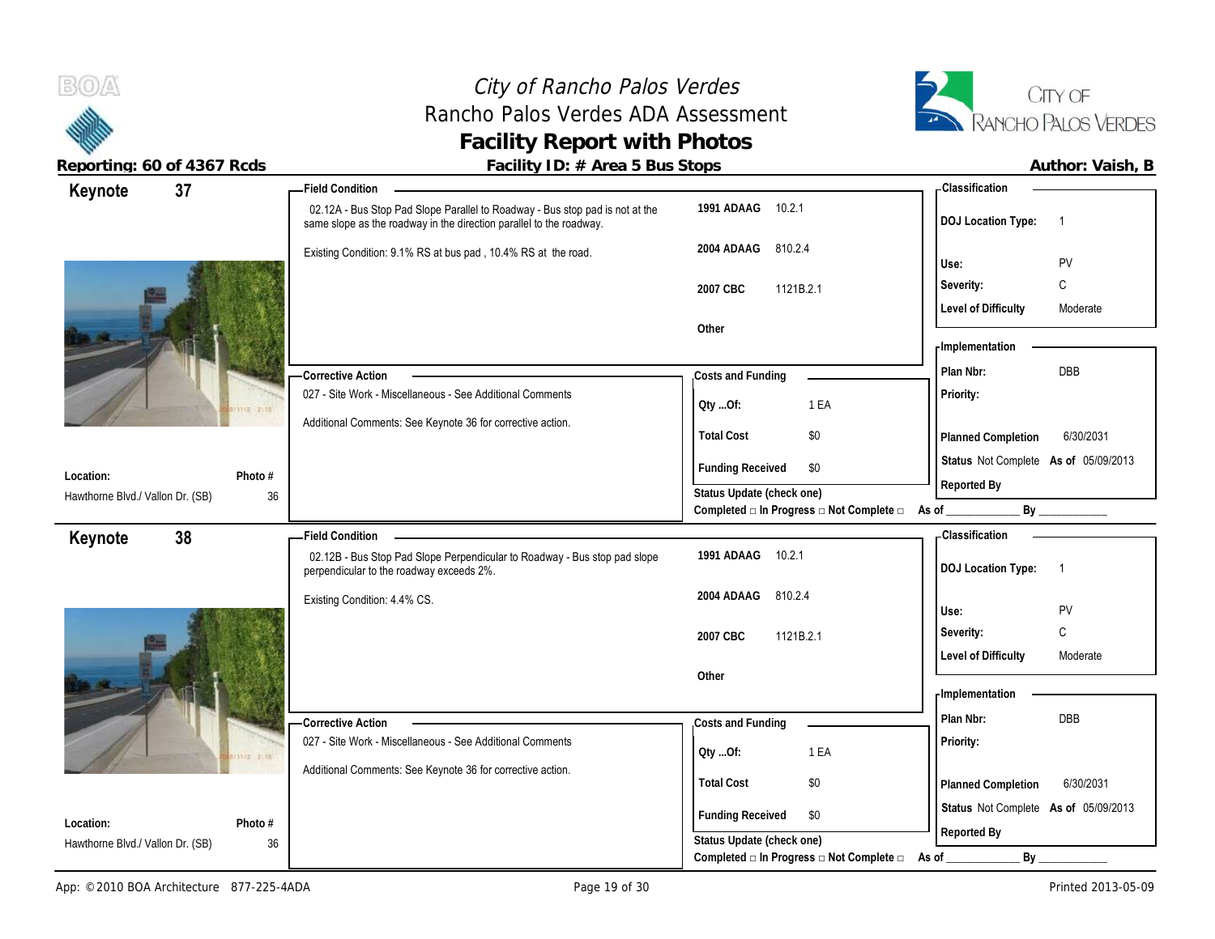# City of Rancho Palos Verdes
## Rancho Palos Verdes ADA Assessment
## Facility Report with Photos

**Reporting: 60 of 4367 Rcds** | **Facility ID: # Area 5 Bus Stops** | **Author: Vaish, B**

---

## Keynote 37

**Location:** Hawthorne Blvd./ Vallon Dr. (SB)
**Photo #:** 36

**Field Condition**

02.12A - Bus Stop Pad Slope Parallel to Roadway - Bus stop pad is not at the same slope as the roadway in the direction parallel to the roadway.

Existing Condition: 9.1% RS at bus pad , 10.4% RS at the road.

| | |
|---|---|
| 1991 ADAAG | 10.2.1 |
| 2004 ADAAG | 810.2.4 |
| 2007 CBC | 1121B.2.1 |
| Other | |

**Classification**

| | |
|---|---|
| DOJ Location Type: | 1 |
| Use: | PV |
| Severity: | C |
| Level of Difficulty | Moderate |

**Corrective Action**

027 - Site Work - Miscellaneous - See Additional Comments

Additional Comments: See Keynote 36 for corrective action.

**Costs and Funding**

| | |
|---|---|
| Qty ...Of: | 1 EA |
| Total Cost | $0 |
| Funding Received | $0 |

Status Update (check one)
Completed □ In Progress □ Not Complete □ As of ____________ By ____________

**Implementation**

| | |
|---|---|
| Plan Nbr: | DBB |
| Priority: | |
| Planned Completion | 6/30/2031 |
| Status | Not Complete As of 05/09/2013 |
| Reported By | |

---

## Keynote 38

**Location:** Hawthorne Blvd./ Vallon Dr. (SB)
**Photo #:** 36

**Field Condition**

02.12B - Bus Stop Pad Slope Perpendicular to Roadway - Bus stop pad slope perpendicular to the roadway exceeds 2%.

Existing Condition: 4.4% CS.

| | |
|---|---|
| 1991 ADAAG | 10.2.1 |
| 2004 ADAAG | 810.2.4 |
| 2007 CBC | 1121B.2.1 |
| Other | |

**Classification**

| | |
|---|---|
| DOJ Location Type: | 1 |
| Use: | PV |
| Severity: | C |
| Level of Difficulty | Moderate |

**Corrective Action**

027 - Site Work - Miscellaneous - See Additional Comments

Additional Comments: See Keynote 36 for corrective action.

**Costs and Funding**

| | |
|---|---|
| Qty ...Of: | 1 EA |
| Total Cost | $0 |
| Funding Received | $0 |

Status Update (check one)
Completed □ In Progress □ Not Complete □ As of ____________ By ____________

**Implementation**

| | |
|---|---|
| Plan Nbr: | DBB |
| Priority: | |
| Planned Completion | 6/30/2031 |
| Status | Not Complete As of 05/09/2013 |
| Reported By | |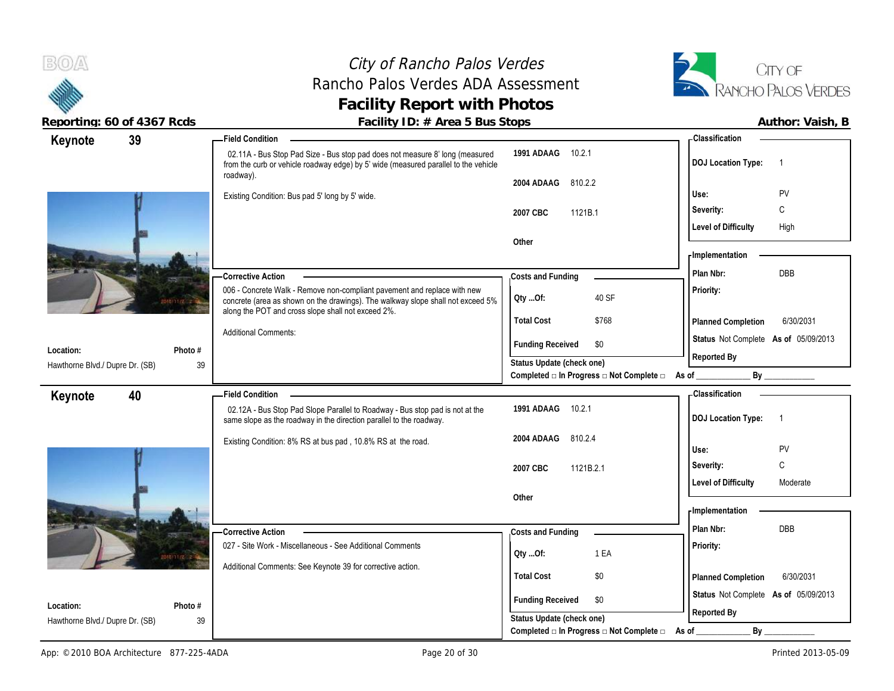# City of Rancho Palos Verdes
## Rancho Palos Verdes ADA Assessment
## Facility Report with Photos

**Reporting: 60 of 4367 Rcds** | **Facility ID: # Area 5 Bus Stops** | **Author: Vaish, B**

---

## Keynote 39

**Field Condition**

02.11A - Bus Stop Pad Size - Bus stop pad does not measure 8' long (measured from the curb or vehicle roadway edge) by 5' wide (measured parallel to the vehicle roadway).

Existing Condition: Bus pad 5' long by 5' wide.

| Code | Section |
|---|---|
| 1991 ADAAG | 10.2.1 |
| 2004 ADAAG | 810.2.2 |
| 2007 CBC | 1121B.1 |
| Other | |

**Classification**

| | |
|---|---|
| DOJ Location Type: | 1 |
| Use: | PV |
| Severity: | C |
| Level of Difficulty | High |

**Corrective Action**

006 - Concrete Walk - Remove non-compliant pavement and replace with new concrete (area as shown on the drawings). The walkway slope shall not exceed 5% along the POT and cross slope shall not exceed 2%.

Additional Comments:

**Costs and Funding**

| | |
|---|---|
| Qty ...Of: | 40 SF |
| Total Cost | $768 |
| Funding Received | $0 |

Status Update (check one)
Completed □ In Progress □ Not Complete □ As of ____________ By ____________

**Implementation**

| | |
|---|---|
| Plan Nbr: | DBB |
| Priority: | |
| Planned Completion | 6/30/2031 |
| Status | Not Complete As of 05/09/2013 |
| Reported By | |

**Location:** Hawthorne Blvd./ Dupre Dr. (SB)
**Photo #:** 39

---

## Keynote 40

**Field Condition**

02.12A - Bus Stop Pad Slope Parallel to Roadway - Bus stop pad is not at the same slope as the roadway in the direction parallel to the roadway.

Existing Condition: 8% RS at bus pad , 10.8% RS at the road.

| Code | Section |
|---|---|
| 1991 ADAAG | 10.2.1 |
| 2004 ADAAG | 810.2.4 |
| 2007 CBC | 1121B.2.1 |
| Other | |

**Classification**

| | |
|---|---|
| DOJ Location Type: | 1 |
| Use: | PV |
| Severity: | C |
| Level of Difficulty | Moderate |

**Corrective Action**

027 - Site Work - Miscellaneous - See Additional Comments

Additional Comments: See Keynote 39 for corrective action.

**Costs and Funding**

| | |
|---|---|
| Qty ...Of: | 1 EA |
| Total Cost | $0 |
| Funding Received | $0 |

Status Update (check one)
Completed □ In Progress □ Not Complete □ As of ____________ By ____________

**Implementation**

| | |
|---|---|
| Plan Nbr: | DBB |
| Priority: | |
| Planned Completion | 6/30/2031 |
| Status | Not Complete As of 05/09/2013 |
| Reported By | |

**Location:** Hawthorne Blvd./ Dupre Dr. (SB)
**Photo #:** 39

---

App: © 2010 BOA Architecture 877-225-4ADA | Printed 2013-05-09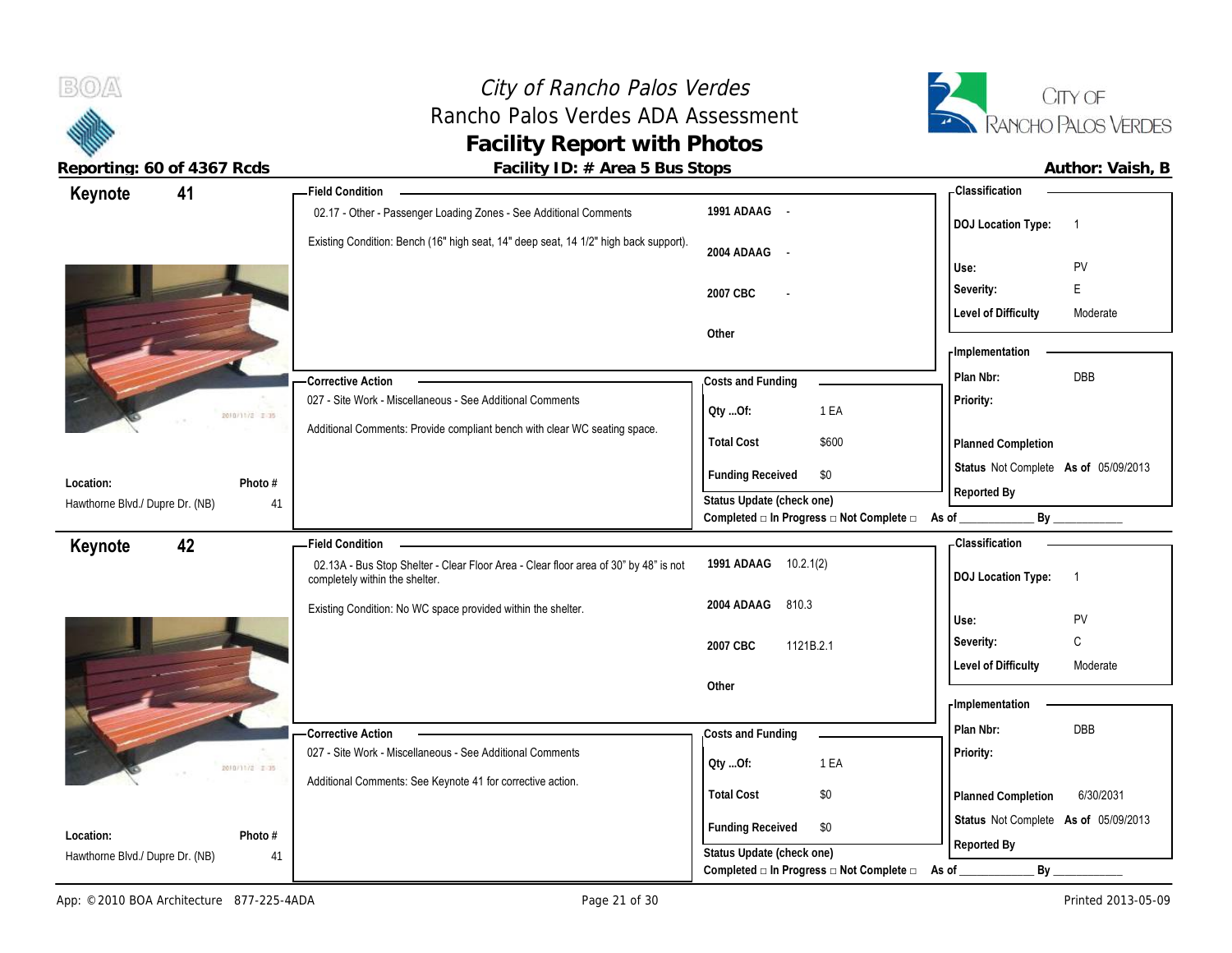# City of Rancho Palos Verdes
## Rancho Palos Verdes ADA Assessment
## Facility Report with Photos

**Reporting: 60 of 4367 Rcds** | **Facility ID: # Area 5 Bus Stops** | **Author: Vaish, B**

---

## Keynote 41

**Location:** Hawthorne Blvd./ Dupre Dr. (NB)
**Photo #** 41

**Field Condition**

02.17 - Other - Passenger Loading Zones - See Additional Comments

Existing Condition: Bench (16" high seat, 14" deep seat, 14 1/2" high back support).

| | |
|---|---|
| 1991 ADAAG | - |
| 2004 ADAAG | - |
| 2007 CBC | - |
| Other | |

**Classification**

| | |
|---|---|
| DOJ Location Type: | 1 |
| Use: | PV |
| Severity: | E |
| Level of Difficulty | Moderate |

**Corrective Action**

027 - Site Work - Miscellaneous - See Additional Comments

Additional Comments: Provide compliant bench with clear WC seating space.

**Costs and Funding**

| | |
|---|---|
| Qty ...Of: | 1 EA |
| Total Cost | $600 |
| Funding Received | $0 |

Status Update (check one)
Completed □ In Progress □ Not Complete □ As of ____________ By ____________

**Implementation**

| | |
|---|---|
| Plan Nbr: | DBB |
| Priority: | |
| Planned Completion | |
| Status | Not Complete As of 05/09/2013 |
| Reported By | |

---

## Keynote 42

**Location:** Hawthorne Blvd./ Dupre Dr. (NB)
**Photo #** 41

**Field Condition**

02.13A - Bus Stop Shelter - Clear Floor Area - Clear floor area of 30" by 48" is not completely within the shelter.

Existing Condition: No WC space provided within the shelter.

| | |
|---|---|
| 1991 ADAAG | 10.2.1(2) |
| 2004 ADAAG | 810.3 |
| 2007 CBC | 1121B.2.1 |
| Other | |

**Classification**

| | |
|---|---|
| DOJ Location Type: | 1 |
| Use: | PV |
| Severity: | C |
| Level of Difficulty | Moderate |

**Corrective Action**

027 - Site Work - Miscellaneous - See Additional Comments

Additional Comments: See Keynote 41 for corrective action.

**Costs and Funding**

| | |
|---|---|
| Qty ...Of: | 1 EA |
| Total Cost | $0 |
| Funding Received | $0 |

Status Update (check one)
Completed □ In Progress □ Not Complete □ As of ____________ By ____________

**Implementation**

| | |
|---|---|
| Plan Nbr: | DBB |
| Priority: | |
| Planned Completion | 6/30/2031 |
| Status | Not Complete As of 05/09/2013 |
| Reported By | |

---

App: © 2010 BOA Architecture 877-225-4ADA | Printed 2013-05-09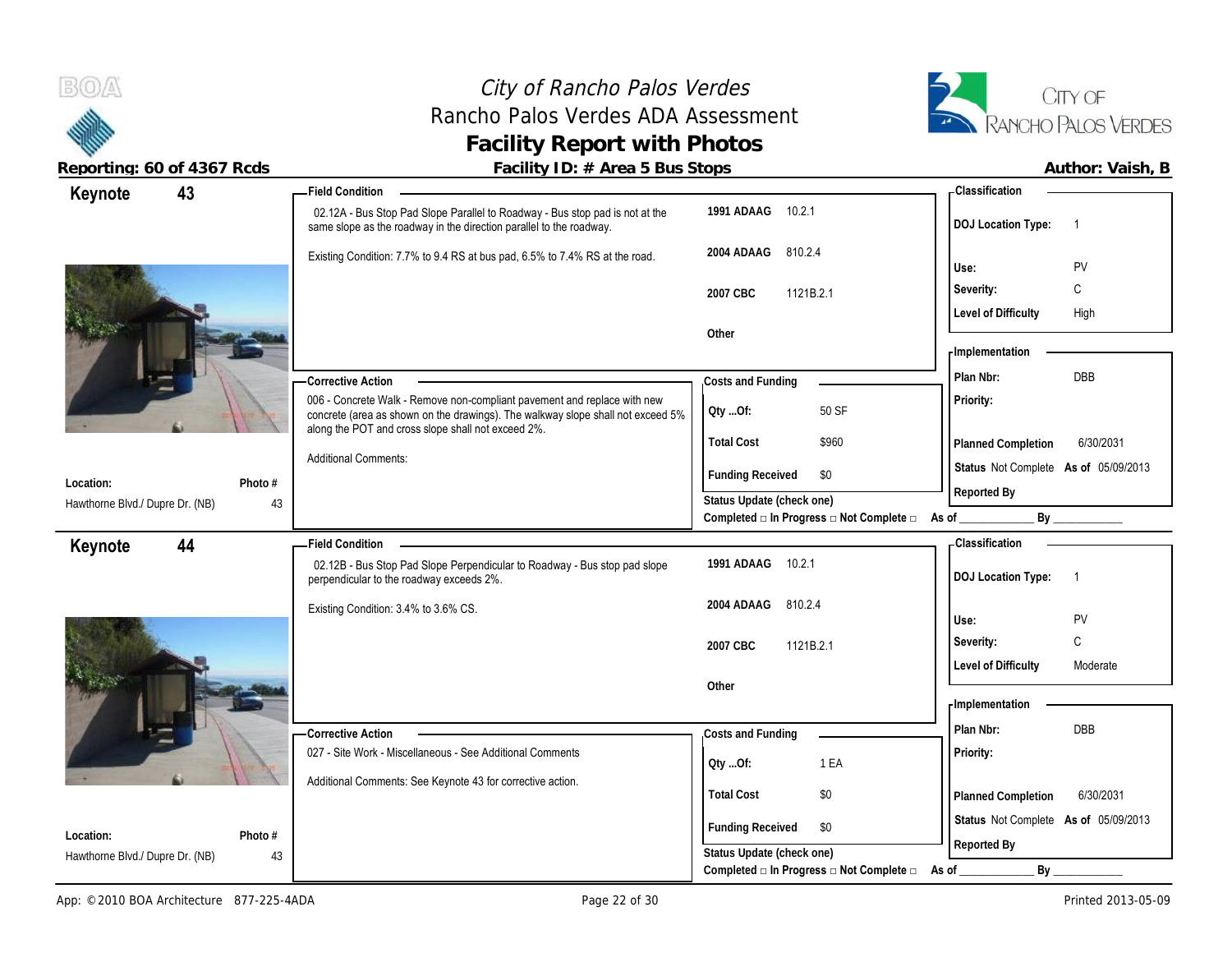# City of Rancho Palos Verdes
## Rancho Palos Verdes ADA Assessment
## Facility Report with Photos

**Reporting: 60 of 4367 Rcds** | **Facility ID: # Area 5 Bus Stops** | **Author: Vaish, B**

---

### Keynote 43

**Location:** Hawthorne Blvd./ Dupre Dr. (NB)
**Photo #** 43

**Field Condition**

02.12A - Bus Stop Pad Slope Parallel to Roadway - Bus stop pad is not at the same slope as the roadway in the direction parallel to the roadway.

Existing Condition: 7.7% to 9.4 RS at bus pad, 6.5% to 7.4% RS at the road.

| Code | Section |
|---|---|
| 1991 ADAAG | 10.2.1 |
| 2004 ADAAG | 810.2.4 |
| 2007 CBC | 1121B.2.1 |
| Other | |

**Classification**

| | |
|---|---|
| DOJ Location Type: | 1 |
| Use: | PV |
| Severity: | C |
| Level of Difficulty | High |

**Corrective Action**

006 - Concrete Walk - Remove non-compliant pavement and replace with new concrete (area as shown on the drawings). The walkway slope shall not exceed 5% along the POT and cross slope shall not exceed 2%.

Additional Comments:

**Costs and Funding**

| | |
|---|---|
| Qty ...Of: | 50 SF |
| Total Cost | $960 |
| Funding Received | $0 |

Status Update (check one)
Completed □ In Progress □ Not Complete □ As of ____________ By ____________

**Implementation**

| | |
|---|---|
| Plan Nbr: | DBB |
| Priority: | |
| Planned Completion | 6/30/2031 |
| Status | Not Complete **As of** 05/09/2013 |
| Reported By | |

---

### Keynote 44

**Location:** Hawthorne Blvd./ Dupre Dr. (NB)
**Photo #** 43

**Field Condition**

02.12B - Bus Stop Pad Slope Perpendicular to Roadway - Bus stop pad slope perpendicular to the roadway exceeds 2%.

Existing Condition: 3.4% to 3.6% CS.

| Code | Section |
|---|---|
| 1991 ADAAG | 10.2.1 |
| 2004 ADAAG | 810.2.4 |
| 2007 CBC | 1121B.2.1 |
| Other | |

**Classification**

| | |
|---|---|
| DOJ Location Type: | 1 |
| Use: | PV |
| Severity: | C |
| Level of Difficulty | Moderate |

**Corrective Action**

027 - Site Work - Miscellaneous - See Additional Comments

Additional Comments: See Keynote 43 for corrective action.

**Costs and Funding**

| | |
|---|---|
| Qty ...Of: | 1 EA |
| Total Cost | $0 |
| Funding Received | $0 |

Status Update (check one)
Completed □ In Progress □ Not Complete □ As of ____________ By ____________

**Implementation**

| | |
|---|---|
| Plan Nbr: | DBB |
| Priority: | |
| Planned Completion | 6/30/2031 |
| Status | Not Complete **As of** 05/09/2013 |
| Reported By | |

---

App: © 2010 BOA Architecture 877-225-4ADA | Printed 2013-05-09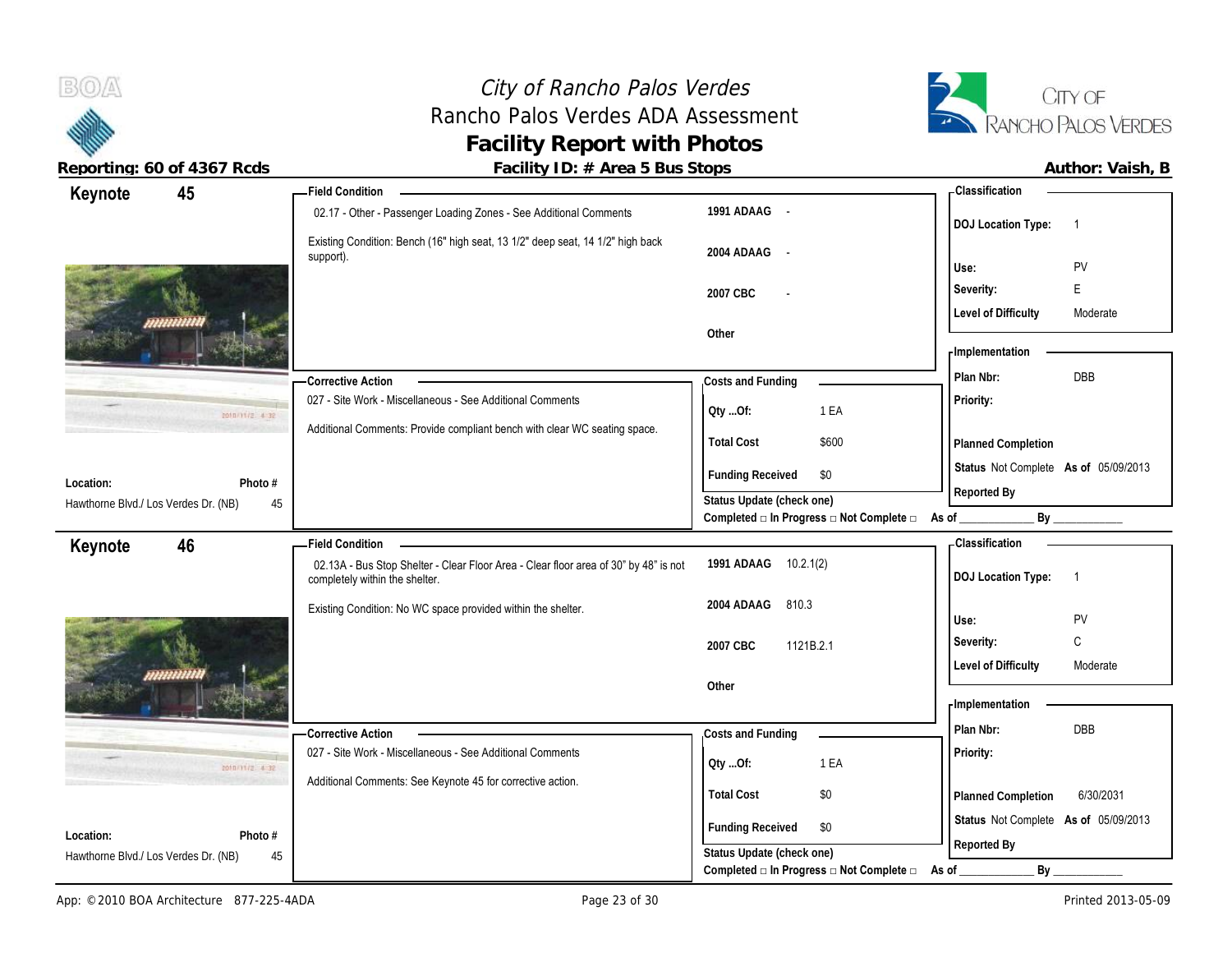# City of Rancho Palos Verdes
## Rancho Palos Verdes ADA Assessment
## Facility Report with Photos

**Reporting: 60 of 4367 Rcds** | **Facility ID: # Area 5 Bus Stops** | **Author: Vaish, B**

---

## Keynote 45

**Field Condition**

02.17 - Other - Passenger Loading Zones - See Additional Comments

Existing Condition: Bench (16" high seat, 13 1/2" deep seat, 14 1/2" high back support).

| Code | Reference |
|---|---|
| 1991 ADAAG | - |
| 2004 ADAAG | - |
| 2007 CBC | - |
| Other | |

**Classification**

| | |
|---|---|
| DOJ Location Type: | 1 |
| Use: | PV |
| Severity: | E |
| Level of Difficulty | Moderate |

**Corrective Action**

027 - Site Work - Miscellaneous - See Additional Comments

Additional Comments: Provide compliant bench with clear WC seating space.

**Costs and Funding**

| | |
|---|---|
| Qty ...Of: | 1 EA |
| Total Cost | $600 |
| Funding Received | $0 |

Status Update (check one)
Completed □ In Progress □ Not Complete □ As of ____________ By ____________

**Implementation**

| | |
|---|---|
| Plan Nbr: | DBB |
| Priority: | |
| Planned Completion | |
| Status | Not Complete As of 05/09/2013 |
| Reported By | |

**Location:** Hawthorne Blvd./ Los Verdes Dr. (NB)
**Photo #** 45

---

## Keynote 46

**Field Condition**

02.13A - Bus Stop Shelter - Clear Floor Area - Clear floor area of 30" by 48" is not completely within the shelter.

Existing Condition: No WC space provided within the shelter.

| Code | Reference |
|---|---|
| 1991 ADAAG | 10.2.1(2) |
| 2004 ADAAG | 810.3 |
| 2007 CBC | 1121B.2.1 |
| Other | |

**Classification**

| | |
|---|---|
| DOJ Location Type: | 1 |
| Use: | PV |
| Severity: | C |
| Level of Difficulty | Moderate |

**Corrective Action**

027 - Site Work - Miscellaneous - See Additional Comments

Additional Comments: See Keynote 45 for corrective action.

**Costs and Funding**

| | |
|---|---|
| Qty ...Of: | 1 EA |
| Total Cost | $0 |
| Funding Received | $0 |

Status Update (check one)
Completed □ In Progress □ Not Complete □ As of ____________ By ____________

**Implementation**

| | |
|---|---|
| Plan Nbr: | DBB |
| Priority: | |
| Planned Completion | 6/30/2031 |
| Status | Not Complete As of 05/09/2013 |
| Reported By | |

**Location:** Hawthorne Blvd./ Los Verdes Dr. (NB)
**Photo #** 45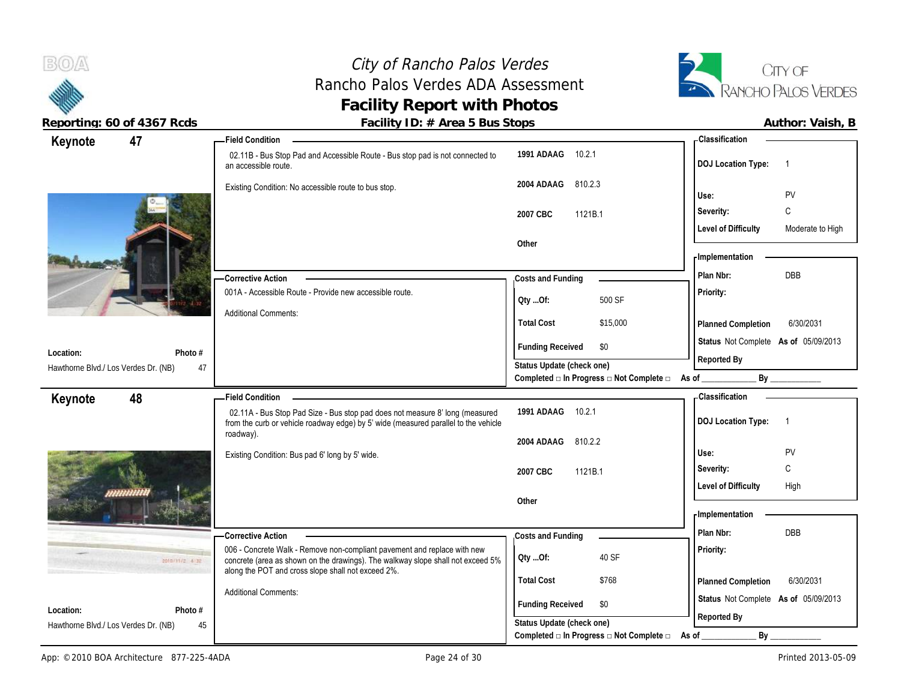# City of Rancho Palos Verdes
## Rancho Palos Verdes ADA Assessment
## Facility Report with Photos

**Reporting: 60 of 4367 Rcds** — **Facility ID: # Area 5 Bus Stops** — **Author: Vaish, B**

---

### Keynote 47

**Location:** Hawthorne Blvd./ Los Verdes Dr. (NB)
**Photo #:** 47

**Field Condition**

02.11B - Bus Stop Pad and Accessible Route - Bus stop pad is not connected to an accessible route.

Existing Condition: No accessible route to bus stop.

| Code | Section |
|---|---|
| 1991 ADAAG | 10.2.1 |
| 2004 ADAAG | 810.2.3 |
| 2007 CBC | 1121B.1 |
| Other | |

**Classification**

| | |
|---|---|
| DOJ Location Type: | 1 |
| Use: | PV |
| Severity: | C |
| Level of Difficulty | Moderate to High |

**Corrective Action**

001A - Accessible Route - Provide new accessible route.

Additional Comments:

**Costs and Funding**

| | |
|---|---|
| Qty ...Of: | 500 SF |
| Total Cost | $15,000 |
| Funding Received | $0 |

Status Update (check one)
Completed □ In Progress □ Not Complete □ As of ____________ By ____________

**Implementation**

| | |
|---|---|
| Plan Nbr: | DBB |
| Priority: | |
| Planned Completion | 6/30/2031 |
| Status | Not Complete As of 05/09/2013 |
| Reported By | |

---

### Keynote 48

**Location:** Hawthorne Blvd./ Los Verdes Dr. (NB)
**Photo #:** 45

**Field Condition**

02.11A - Bus Stop Pad Size - Bus stop pad does not measure 8' long (measured from the curb or vehicle roadway edge) by 5' wide (measured parallel to the vehicle roadway).

Existing Condition: Bus pad 6' long by 5' wide.

| Code | Section |
|---|---|
| 1991 ADAAG | 10.2.1 |
| 2004 ADAAG | 810.2.2 |
| 2007 CBC | 1121B.1 |
| Other | |

**Classification**

| | |
|---|---|
| DOJ Location Type: | 1 |
| Use: | PV |
| Severity: | C |
| Level of Difficulty | High |

**Corrective Action**

006 - Concrete Walk - Remove non-compliant pavement and replace with new concrete (area as shown on the drawings). The walkway slope shall not exceed 5% along the POT and cross slope shall not exceed 2%.

Additional Comments:

**Costs and Funding**

| | |
|---|---|
| Qty ...Of: | 40 SF |
| Total Cost | $768 |
| Funding Received | $0 |

Status Update (check one)
Completed □ In Progress □ Not Complete □ As of ____________ By ____________

**Implementation**

| | |
|---|---|
| Plan Nbr: | DBB |
| Priority: | |
| Planned Completion | 6/30/2031 |
| Status | Not Complete As of 05/09/2013 |
| Reported By | |

App: © 2010 BOA Architecture 877-225-4ADA — Printed 2013-05-09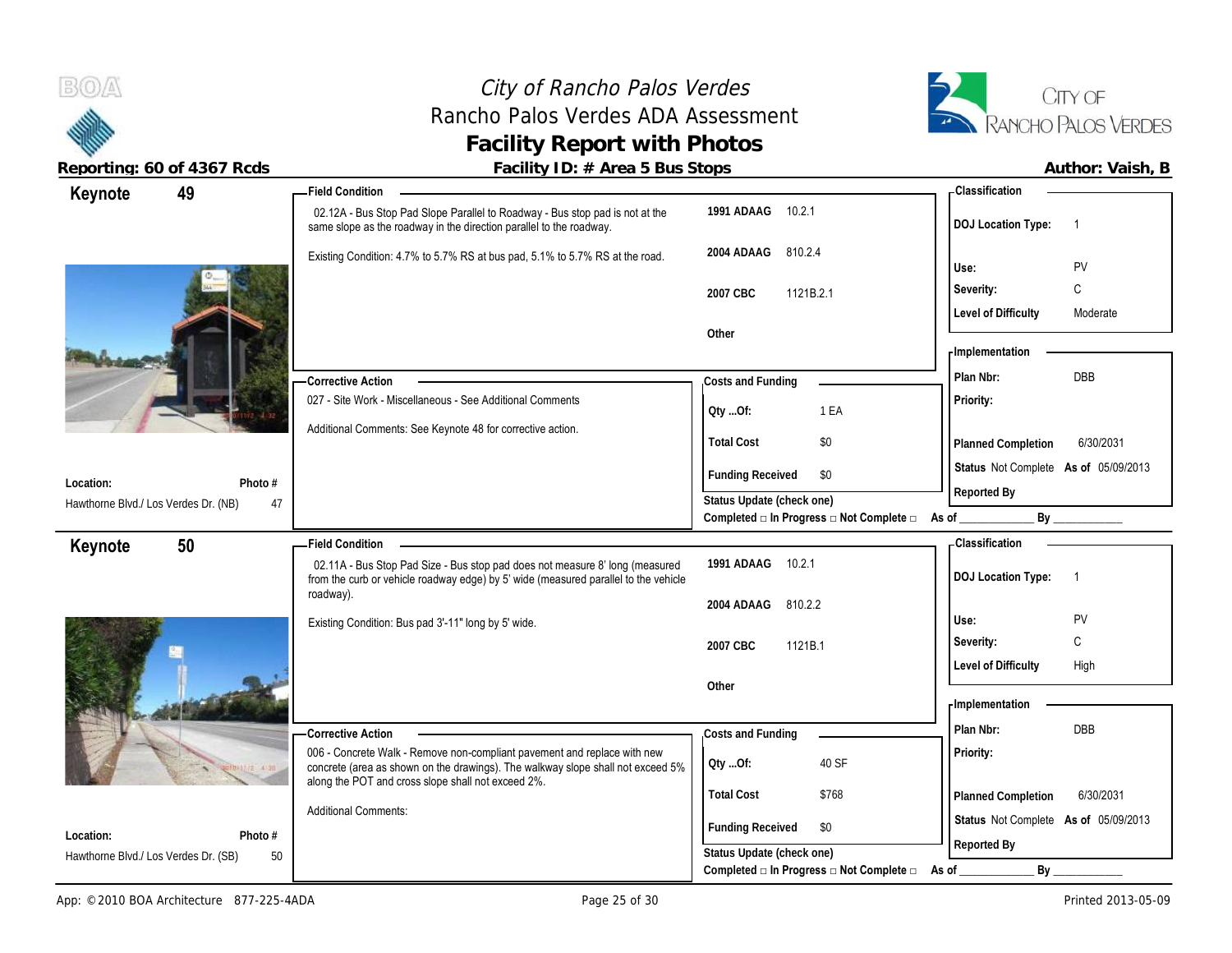# City of Rancho Palos Verdes
## Rancho Palos Verdes ADA Assessment
## Facility Report with Photos

**Reporting: 60 of 4367 Rcds** | **Facility ID: # Area 5 Bus Stops** | **Author: Vaish, B**

---

### Keynote 49

**Location:** Hawthorne Blvd./ Los Verdes Dr. (NB)
**Photo #:** 47

**Field Condition**

02.12A - Bus Stop Pad Slope Parallel to Roadway - Bus stop pad is not at the same slope as the roadway in the direction parallel to the roadway.

Existing Condition: 4.7% to 5.7% RS at bus pad, 5.1% to 5.7% RS at the road.

| Code | Section |
|---|---|
| 1991 ADAAG | 10.2.1 |
| 2004 ADAAG | 810.2.4 |
| 2007 CBC | 1121B.2.1 |
| Other | |

**Classification**

| | |
|---|---|
| DOJ Location Type: | 1 |
| Use: | PV |
| Severity: | C |
| Level of Difficulty | Moderate |

**Corrective Action**

027 - Site Work - Miscellaneous - See Additional Comments

Additional Comments: See Keynote 48 for corrective action.

**Costs and Funding**

| | |
|---|---|
| Qty ...Of: | 1 EA |
| Total Cost | $0 |
| Funding Received | $0 |

**Implementation**

| | |
|---|---|
| Plan Nbr: | DBB |
| Priority: | |
| Planned Completion | 6/30/2031 |
| Status | Not Complete As of 05/09/2013 |
| Reported By | |

Status Update (check one)
Completed □ In Progress □ Not Complete □ As of ____________ By ____________

---

### Keynote 50

**Location:** Hawthorne Blvd./ Los Verdes Dr. (SB)
**Photo #:** 50

**Field Condition**

02.11A - Bus Stop Pad Size - Bus stop pad does not measure 8' long (measured from the curb or vehicle roadway edge) by 5' wide (measured parallel to the vehicle roadway).

Existing Condition: Bus pad 3'-11" long by 5' wide.

| Code | Section |
|---|---|
| 1991 ADAAG | 10.2.1 |
| 2004 ADAAG | 810.2.2 |
| 2007 CBC | 1121B.1 |
| Other | |

**Classification**

| | |
|---|---|
| DOJ Location Type: | 1 |
| Use: | PV |
| Severity: | C |
| Level of Difficulty | High |

**Corrective Action**

006 - Concrete Walk - Remove non-compliant pavement and replace with new concrete (area as shown on the drawings). The walkway slope shall not exceed 5% along the POT and cross slope shall not exceed 2%.

Additional Comments:

**Costs and Funding**

| | |
|---|---|
| Qty ...Of: | 40 SF |
| Total Cost | $768 |
| Funding Received | $0 |

**Implementation**

| | |
|---|---|
| Plan Nbr: | DBB |
| Priority: | |
| Planned Completion | 6/30/2031 |
| Status | Not Complete As of 05/09/2013 |
| Reported By | |

Status Update (check one)
Completed □ In Progress □ Not Complete □ As of ____________ By ____________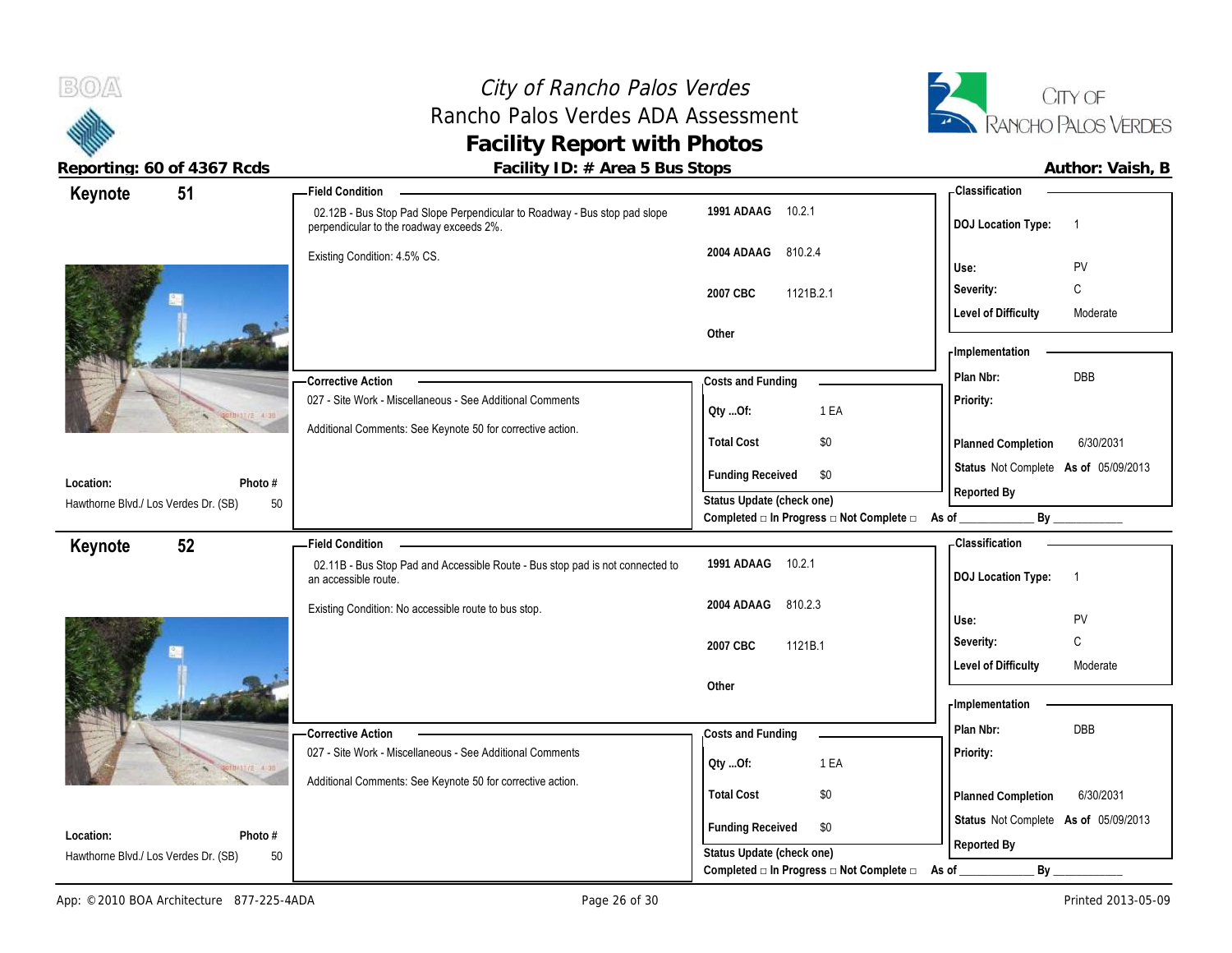# City of Rancho Palos Verdes
## Rancho Palos Verdes ADA Assessment
## Facility Report with Photos

**Reporting: 60 of 4367 Rcds** | **Facility ID: # Area 5 Bus Stops** | **Author: Vaish, B**

---

## Keynote 51

**Field Condition**

02.12B - Bus Stop Pad Slope Perpendicular to Roadway - Bus stop pad slope perpendicular to the roadway exceeds 2%.

Existing Condition: 4.5% CS.

| | |
|---|---|
| **1991 ADAAG** | 10.2.1 |
| **2004 ADAAG** | 810.2.4 |
| **2007 CBC** | 1121B.2.1 |
| **Other** | |

**Classification**

| | |
|---|---|
| **DOJ Location Type:** | 1 |
| **Use:** | PV |
| **Severity:** | C |
| **Level of Difficulty** | Moderate |

**Corrective Action**

027 - Site Work - Miscellaneous - See Additional Comments

Additional Comments: See Keynote 50 for corrective action.

**Costs and Funding**

| | |
|---|---|
| **Qty ...Of:** | 1 EA |
| **Total Cost** | $0 |
| **Funding Received** | $0 |

**Status Update (check one)**
Completed □ In Progress □ Not Complete □ As of ____________ By ____________

**Implementation**

| | |
|---|---|
| **Plan Nbr:** | DBB |
| **Priority:** | |
| **Planned Completion** | 6/30/2031 |
| **Status** | Not Complete **As of** 05/09/2013 |
| **Reported By** | |

**Location:** Hawthorne Blvd./ Los Verdes Dr. (SB)
**Photo #** 50

---

## Keynote 52

**Field Condition**

02.11B - Bus Stop Pad and Accessible Route - Bus stop pad is not connected to an accessible route.

Existing Condition: No accessible route to bus stop.

| | |
|---|---|
| **1991 ADAAG** | 10.2.1 |
| **2004 ADAAG** | 810.2.3 |
| **2007 CBC** | 1121B.1 |
| **Other** | |

**Classification**

| | |
|---|---|
| **DOJ Location Type:** | 1 |
| **Use:** | PV |
| **Severity:** | C |
| **Level of Difficulty** | Moderate |

**Corrective Action**

027 - Site Work - Miscellaneous - See Additional Comments

Additional Comments: See Keynote 50 for corrective action.

**Costs and Funding**

| | |
|---|---|
| **Qty ...Of:** | 1 EA |
| **Total Cost** | $0 |
| **Funding Received** | $0 |

**Status Update (check one)**
Completed □ In Progress □ Not Complete □ As of ____________ By ____________

**Implementation**

| | |
|---|---|
| **Plan Nbr:** | DBB |
| **Priority:** | |
| **Planned Completion** | 6/30/2031 |
| **Status** | Not Complete **As of** 05/09/2013 |
| **Reported By** | |

**Location:** Hawthorne Blvd./ Los Verdes Dr. (SB)
**Photo #** 50

---

App: © 2010 BOA Architecture 877-225-4ADA | Printed 2013-05-09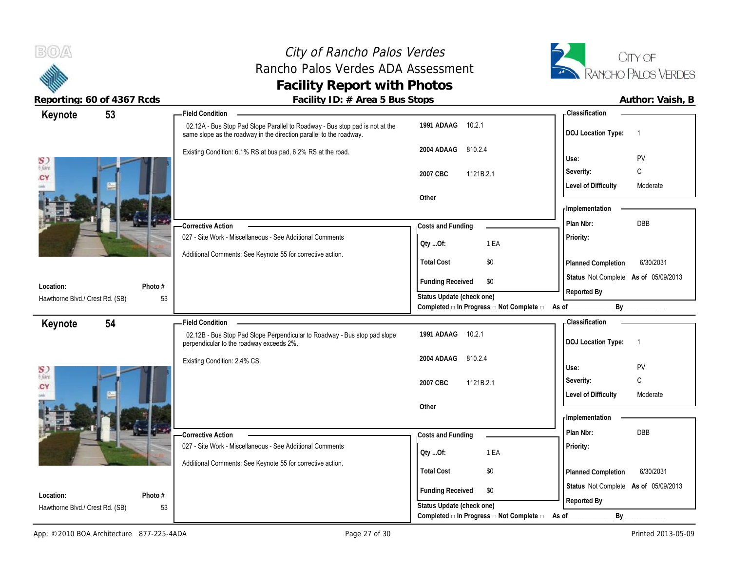# City of Rancho Palos Verdes
## Rancho Palos Verdes ADA Assessment
## Facility Report with Photos

**Reporting: 60 of 4367 Rcds** | **Facility ID: # Area 5 Bus Stops** | **Author: Vaish, B**

---

## Keynote 53

**Location:** Hawthorne Blvd./ Crest Rd. (SB)
**Photo #** 53

**Field Condition**

02.12A - Bus Stop Pad Slope Parallel to Roadway - Bus stop pad is not at the same slope as the roadway in the direction parallel to the roadway.

Existing Condition: 6.1% RS at bus pad, 6.2% RS at the road.

| | |
|---|---|
| 1991 ADAAG | 10.2.1 |
| 2004 ADAAG | 810.2.4 |
| 2007 CBC | 1121B.2.1 |
| Other | |

**Corrective Action**

027 - Site Work - Miscellaneous - See Additional Comments

Additional Comments: See Keynote 55 for corrective action.

**Costs and Funding**

| | |
|---|---|
| Qty ...Of: | 1 EA |
| Total Cost | $0 |
| Funding Received | $0 |

Status Update (check one)
Completed □ In Progress □ Not Complete □ As of ____________ By ____________

**Classification**

| | |
|---|---|
| DOJ Location Type: | 1 |
| Use: | PV |
| Severity: | C |
| Level of Difficulty | Moderate |

**Implementation**

| | |
|---|---|
| Plan Nbr: | DBB |
| Priority: | |
| Planned Completion | 6/30/2031 |
| Status | Not Complete As of 05/09/2013 |
| Reported By | |

---

## Keynote 54

**Location:** Hawthorne Blvd./ Crest Rd. (SB)
**Photo #** 53

**Field Condition**

02.12B - Bus Stop Pad Slope Perpendicular to Roadway - Bus stop pad slope perpendicular to the roadway exceeds 2%.

Existing Condition: 2.4% CS.

| | |
|---|---|
| 1991 ADAAG | 10.2.1 |
| 2004 ADAAG | 810.2.4 |
| 2007 CBC | 1121B.2.1 |
| Other | |

**Corrective Action**

027 - Site Work - Miscellaneous - See Additional Comments

Additional Comments: See Keynote 55 for corrective action.

**Costs and Funding**

| | |
|---|---|
| Qty ...Of: | 1 EA |
| Total Cost | $0 |
| Funding Received | $0 |

Status Update (check one)
Completed □ In Progress □ Not Complete □ As of ____________ By ____________

**Classification**

| | |
|---|---|
| DOJ Location Type: | 1 |
| Use: | PV |
| Severity: | C |
| Level of Difficulty | Moderate |

**Implementation**

| | |
|---|---|
| Plan Nbr: | DBB |
| Priority: | |
| Planned Completion | 6/30/2031 |
| Status | Not Complete As of 05/09/2013 |
| Reported By | |

---

App: © 2010 BOA Architecture 877-225-4ADA | Printed 2013-05-09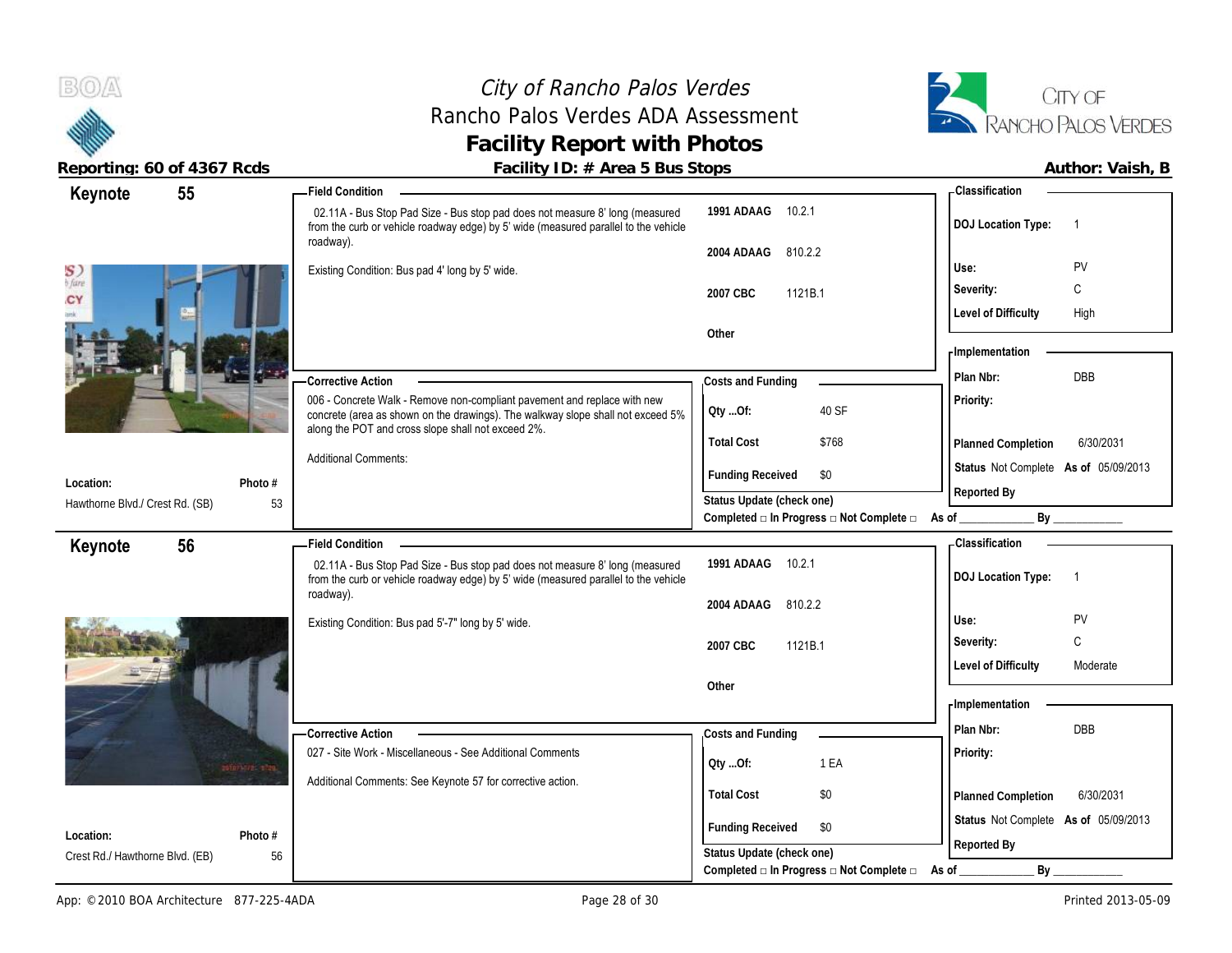# City of Rancho Palos Verdes
## Rancho Palos Verdes ADA Assessment
## Facility Report with Photos

**Reporting: 60 of 4367 Rcds** | **Facility ID: # Area 5 Bus Stops** | **Author: Vaish, B**

---

## Keynote 55

**Location:** Hawthorne Blvd./ Crest Rd. (SB)
**Photo #** 53

**Field Condition**

02.11A - Bus Stop Pad Size - Bus stop pad does not measure 8' long (measured from the curb or vehicle roadway edge) by 5' wide (measured parallel to the vehicle roadway).

Existing Condition: Bus pad 4' long by 5' wide.

| | |
|---|---|
| 1991 ADAAG | 10.2.1 |
| 2004 ADAAG | 810.2.2 |
| 2007 CBC | 1121B.1 |
| Other | |

**Classification**

| | |
|---|---|
| DOJ Location Type: | 1 |
| Use: | PV |
| Severity: | C |
| Level of Difficulty | High |

**Corrective Action**

006 - Concrete Walk - Remove non-compliant pavement and replace with new concrete (area as shown on the drawings). The walkway slope shall not exceed 5% along the POT and cross slope shall not exceed 2%.

Additional Comments:

**Costs and Funding**

| | |
|---|---|
| Qty ...Of: | 40 SF |
| Total Cost | $768 |
| Funding Received | $0 |

Status Update (check one)
Completed □ In Progress □ Not Complete □ As of ____________ By ____________

**Implementation**

| | |
|---|---|
| Plan Nbr: | DBB |
| Priority: | |
| Planned Completion | 6/30/2031 |
| Status | Not Complete As of 05/09/2013 |
| Reported By | |

---

## Keynote 56

**Location:** Crest Rd./ Hawthorne Blvd. (EB)
**Photo #** 56

**Field Condition**

02.11A - Bus Stop Pad Size - Bus stop pad does not measure 8' long (measured from the curb or vehicle roadway edge) by 5' wide (measured parallel to the vehicle roadway).

Existing Condition: Bus pad 5'-7" long by 5' wide.

| | |
|---|---|
| 1991 ADAAG | 10.2.1 |
| 2004 ADAAG | 810.2.2 |
| 2007 CBC | 1121B.1 |
| Other | |

**Classification**

| | |
|---|---|
| DOJ Location Type: | 1 |
| Use: | PV |
| Severity: | C |
| Level of Difficulty | Moderate |

**Corrective Action**

027 - Site Work - Miscellaneous - See Additional Comments

Additional Comments: See Keynote 57 for corrective action.

**Costs and Funding**

| | |
|---|---|
| Qty ...Of: | 1 EA |
| Total Cost | $0 |
| Funding Received | $0 |

Status Update (check one)
Completed □ In Progress □ Not Complete □ As of ____________ By ____________

**Implementation**

| | |
|---|---|
| Plan Nbr: | DBB |
| Priority: | |
| Planned Completion | 6/30/2031 |
| Status | Not Complete As of 05/09/2013 |
| Reported By | |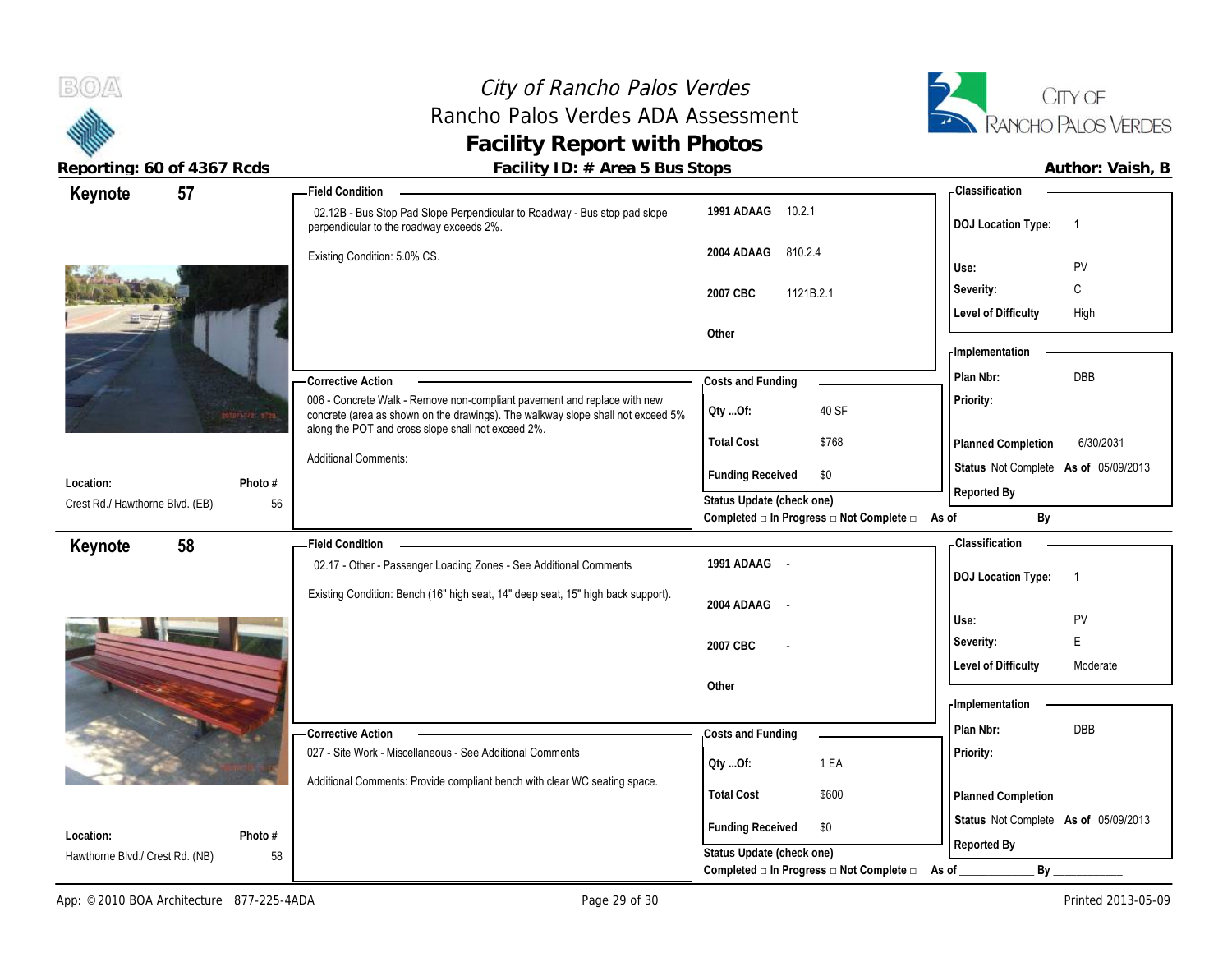# City of Rancho Palos Verdes
## Rancho Palos Verdes ADA Assessment
## Facility Report with Photos

**Reporting: 60 of 4367 Rcds** | **Facility ID: # Area 5 Bus Stops** | **Author: Vaish, B**

---

## Keynote 57

**Location:** Crest Rd./ Hawthorne Blvd. (EB)
**Photo #:** 56

**Field Condition**

02.12B - Bus Stop Pad Slope Perpendicular to Roadway - Bus stop pad slope perpendicular to the roadway exceeds 2%.

Existing Condition: 5.0% CS.

| | |
|---|---|
| 1991 ADAAG | 10.2.1 |
| 2004 ADAAG | 810.2.4 |
| 2007 CBC | 1121B.2.1 |
| Other | |

**Corrective Action**

006 - Concrete Walk - Remove non-compliant pavement and replace with new concrete (area as shown on the drawings). The walkway slope shall not exceed 5% along the POT and cross slope shall not exceed 2%.

Additional Comments:

**Costs and Funding**

| | |
|---|---|
| Qty ...Of: | 40 SF |
| Total Cost | $768 |
| Funding Received | $0 |

Status Update (check one)
Completed □ In Progress □ Not Complete □ As of ____________ By ____________

**Classification**

| | |
|---|---|
| DOJ Location Type: | 1 |
| Use: | PV |
| Severity: | C |
| Level of Difficulty | High |

**Implementation**

| | |
|---|---|
| Plan Nbr: | DBB |
| Priority: | |
| Planned Completion | 6/30/2031 |
| Status | Not Complete As of 05/09/2013 |
| Reported By | |

---

## Keynote 58

**Location:** Hawthorne Blvd./ Crest Rd. (NB)
**Photo #:** 58

**Field Condition**

02.17 - Other - Passenger Loading Zones - See Additional Comments

Existing Condition: Bench (16" high seat, 14" deep seat, 15" high back support).

| | |
|---|---|
| 1991 ADAAG | - |
| 2004 ADAAG | - |
| 2007 CBC | - |
| Other | |

**Corrective Action**

027 - Site Work - Miscellaneous - See Additional Comments

Additional Comments: Provide compliant bench with clear WC seating space.

**Costs and Funding**

| | |
|---|---|
| Qty ...Of: | 1 EA |
| Total Cost | $600 |
| Funding Received | $0 |

Status Update (check one)
Completed □ In Progress □ Not Complete □ As of ____________ By ____________

**Classification**

| | |
|---|---|
| DOJ Location Type: | 1 |
| Use: | PV |
| Severity: | E |
| Level of Difficulty | Moderate |

**Implementation**

| | |
|---|---|
| Plan Nbr: | DBB |
| Priority: | |
| Planned Completion | |
| Status | Not Complete As of 05/09/2013 |
| Reported By | |

App: © 2010 BOA Architecture 877-225-4ADA | Printed 2013-05-09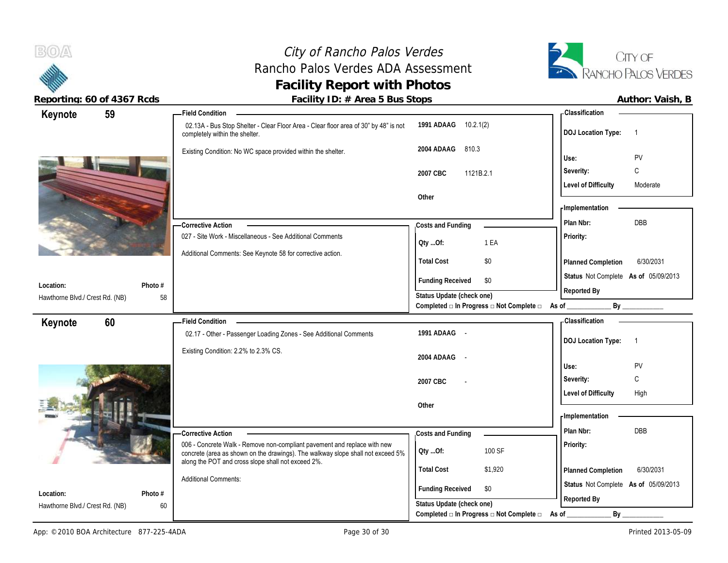# City of Rancho Palos Verdes
## Rancho Palos Verdes ADA Assessment
## Facility Report with Photos

**Reporting: 60 of 4367 Rcds** | **Facility ID: # Area 5 Bus Stops** | **Author: Vaish, B**

---

### Keynote 59

**Field Condition**

02.13A - Bus Stop Shelter - Clear Floor Area - Clear floor area of 30" by 48" is not completely within the shelter.

Existing Condition: No WC space provided within the shelter.

| | |
|---|---|
| 1991 ADAAG | 10.2.1(2) |
| 2004 ADAAG | 810.3 |
| 2007 CBC | 1121B.2.1 |
| Other | |

**Classification**

| | |
|---|---|
| DOJ Location Type: | 1 |
| Use: | PV |
| Severity: | C |
| Level of Difficulty | Moderate |

**Corrective Action**

027 - Site Work - Miscellaneous - See Additional Comments

Additional Comments: See Keynote 58 for corrective action.

**Costs and Funding**

| | |
|---|---|
| Qty ...Of: | 1 EA |
| Total Cost | $0 |
| Funding Received | $0 |

**Implementation**

| | |
|---|---|
| Plan Nbr: | DBB |
| Priority: | |
| Planned Completion | 6/30/2031 |
| Status | Not Complete As of 05/09/2013 |
| Reported By | |

**Location:** Hawthorne Blvd./ Crest Rd. (NB) **Photo #** 58

Status Update (check one)
Completed □ In Progress □ Not Complete □ As of ____________ By ____________

---

### Keynote 60

**Field Condition**

02.17 - Other - Passenger Loading Zones - See Additional Comments

Existing Condition: 2.2% to 2.3% CS.

| | |
|---|---|
| 1991 ADAAG | - |
| 2004 ADAAG | - |
| 2007 CBC | - |
| Other | |

**Classification**

| | |
|---|---|
| DOJ Location Type: | 1 |
| Use: | PV |
| Severity: | C |
| Level of Difficulty | High |

**Corrective Action**

006 - Concrete Walk - Remove non-compliant pavement and replace with new concrete (area as shown on the drawings). The walkway slope shall not exceed 5% along the POT and cross slope shall not exceed 2%.

Additional Comments:

**Costs and Funding**

| | |
|---|---|
| Qty ...Of: | 100 SF |
| Total Cost | $1,920 |
| Funding Received | $0 |

**Implementation**

| | |
|---|---|
| Plan Nbr: | DBB |
| Priority: | |
| Planned Completion | 6/30/2031 |
| Status | Not Complete As of 05/09/2013 |
| Reported By | |

**Location:** Hawthorne Blvd./ Crest Rd. (NB) **Photo #** 60

Status Update (check one)
Completed □ In Progress □ Not Complete □ As of ____________ By ____________

---

App: © 2010 BOA Architecture 877-225-4ADA | Printed 2013-05-09